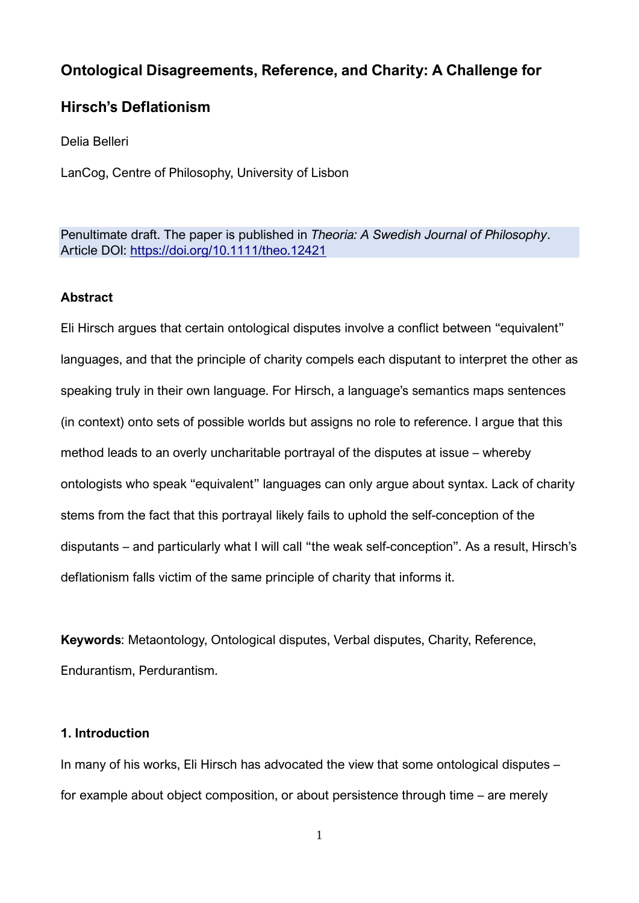# Ontological Disagreements, Reference, and Charity: A Challenge for Hirsch's Deflationism

Delia Belleri

LanCog, Centre of Philosophy, University of Lisbon

Penultimate draft. The paper is published in *Theoria: A Swedish Journal of Philosophy*. Article DOI: https://doi.org/10.1111/theo.12421

### Abstract

Eli Hirsch argues that certain ontological disputes involve a conflict between "equivalent" languages, and that the principle of charity compels each disputant to interpret the other as speaking truly in their own language. For Hirsch, a language's semantics maps sentences (in context) onto sets of possible worlds but assigns no role to reference. I argue that this method leads to an overly uncharitable portrayal of the disputes at issue – whereby ontologists who speak "equivalent" languages can only argue about syntax. Lack of charity stems from the fact that this portrayal likely fails to uphold the self-conception of the disputants – and particularly what I will call "the weak self-conception". As a result, Hirsch's deflationism falls victim of the same principle of charity that informs it.

**Keywords**: Metaontology, Ontological disputes, Verbal disputes, Charity, Reference, Endurantism, Perdurantism.

### 1. Introduction

In many of his works, Eli Hirsch has advocated the view that some ontological disputes – for example about object composition, or about persistence through time – are merely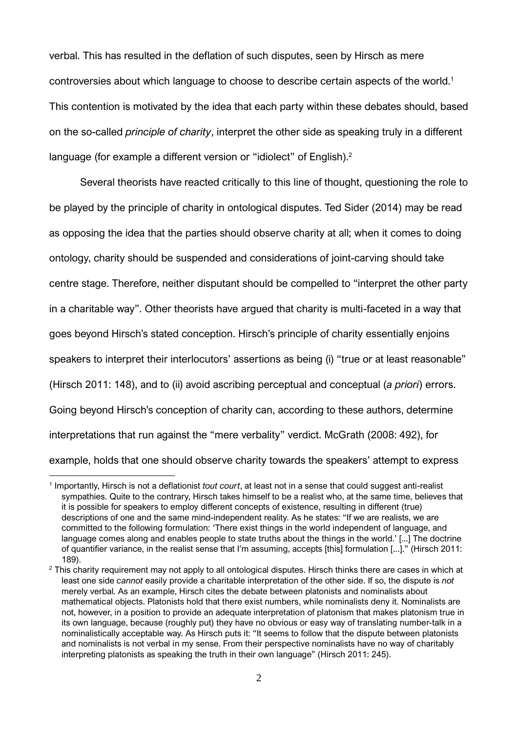verbal. This has resulted in the deflation of such disputes, seen by Hirsch as mere controversies about which language to choose to describe certain aspects of the world.[1] This contention is motivated by the idea that each party within these debates should, based on the so-called *principle of charity*, interpret the other side as speaking truly in a different language (for example a different version or "idiolect" of English).[2]

Several theorists have reacted critically to this line of thought, questioning the role to be played by the principle of charity in ontological disputes. Ted Sider (2014) may be read as opposing the idea that the parties should observe charity at all; when it comes to doing ontology, charity should be suspended and considerations of joint-carving should take centre stage. Therefore, neither disputant should be compelled to "interpret the other party in a charitable way". Other theorists have argued that charity is multi-faceted in a way that goes beyond Hirsch's stated conception. Hirsch's principle of charity essentially enjoins speakers to interpret their interlocutors' assertions as being (i) "true or at least reasonable" (Hirsch 2011: 148), and to (ii) avoid ascribing perceptual and conceptual (*a priori*) errors. Going beyond Hirsch's conception of charity can, according to these authors, determine interpretations that run against the "mere verbality" verdict. McGrath (2008: 492), for example, holds that one should observe charity towards the speakers' attempt to express

---

[1] Importantly, Hirsch is not a deflationist *tout court*, at least not in a sense that could suggest anti-realist sympathies. Quite to the contrary, Hirsch takes himself to be a realist who, at the same time, believes that it is possible for speakers to employ different concepts of existence, resulting in different (true) descriptions of one and the same mind-independent reality. As he states: "If we are realists, we are committed to the following formulation: 'There exist things in the world independent of language, and language comes along and enables people to state truths about the things in the world.' [...] The doctrine of quantifier variance, in the realist sense that I'm assuming, accepts [this] formulation [...]." (Hirsch 2011: 189).

[2] This charity requirement may not apply to all ontological disputes. Hirsch thinks there are cases in which at least one side *cannot* easily provide a charitable interpretation of the other side. If so, the dispute is *not* merely verbal. As an example, Hirsch cites the debate between platonists and nominalists about mathematical objects. Platonists hold that there exist numbers, while nominalists deny it. Nominalists are not, however, in a position to provide an adequate interpretation of platonism that makes platonism true in its own language, because (roughly put) they have no obvious or easy way of translating number-talk in a nominalistically acceptable way. As Hirsch puts it: "It seems to follow that the dispute between platonists and nominalists is not verbal in my sense. From their perspective nominalists have no way of charitably interpreting platonists as speaking the truth in their own language" (Hirsch 2011: 245).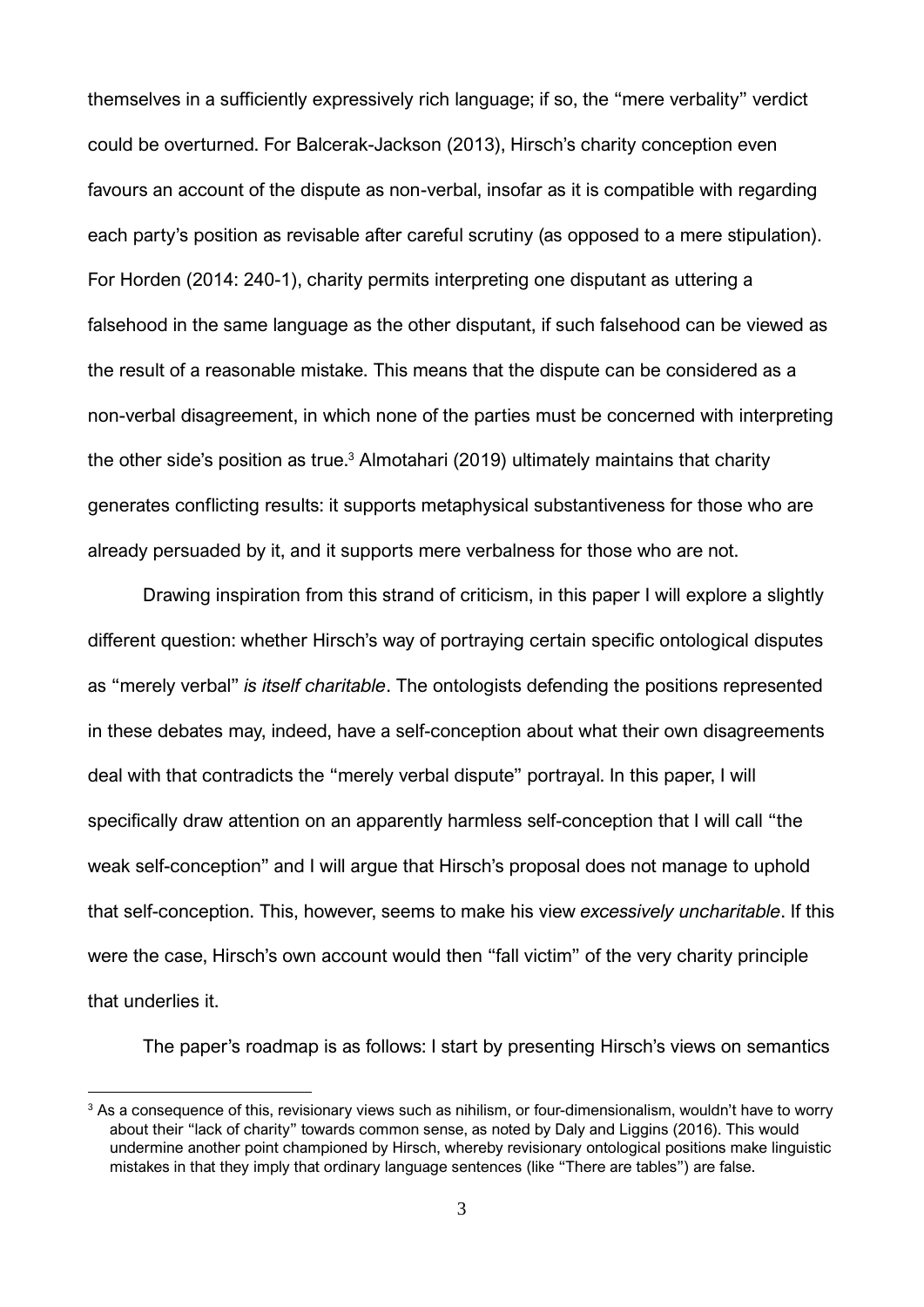themselves in a sufficiently expressively rich language; if so, the "mere verbality" verdict could be overturned. For Balcerak-Jackson (2013), Hirsch's charity conception even favours an account of the dispute as non-verbal, insofar as it is compatible with regarding each party's position as revisable after careful scrutiny (as opposed to a mere stipulation). For Horden (2014: 240-1), charity permits interpreting one disputant as uttering a falsehood in the same language as the other disputant, if such falsehood can be viewed as the result of a reasonable mistake. This means that the dispute can be considered as a non-verbal disagreement, in which none of the parties must be concerned with interpreting the other side's position as true.[3] Almotahari (2019) ultimately maintains that charity generates conflicting results: it supports metaphysical substantiveness for those who are already persuaded by it, and it supports mere verbalness for those who are not.

Drawing inspiration from this strand of criticism, in this paper I will explore a slightly different question: whether Hirsch's way of portraying certain specific ontological disputes as "merely verbal" *is itself charitable*. The ontologists defending the positions represented in these debates may, indeed, have a self-conception about what their own disagreements deal with that contradicts the "merely verbal dispute" portrayal. In this paper, I will specifically draw attention on an apparently harmless self-conception that I will call "the weak self-conception" and I will argue that Hirsch's proposal does not manage to uphold that self-conception. This, however, seems to make his view *excessively uncharitable*. If this were the case, Hirsch's own account would then "fall victim" of the very charity principle that underlies it.

The paper's roadmap is as follows: I start by presenting Hirsch's views on semantics

[3] As a consequence of this, revisionary views such as nihilism, or four-dimensionalism, wouldn't have to worry about their "lack of charity" towards common sense, as noted by Daly and Liggins (2016). This would undermine another point championed by Hirsch, whereby revisionary ontological positions make linguistic mistakes in that they imply that ordinary language sentences (like "There are tables") are false.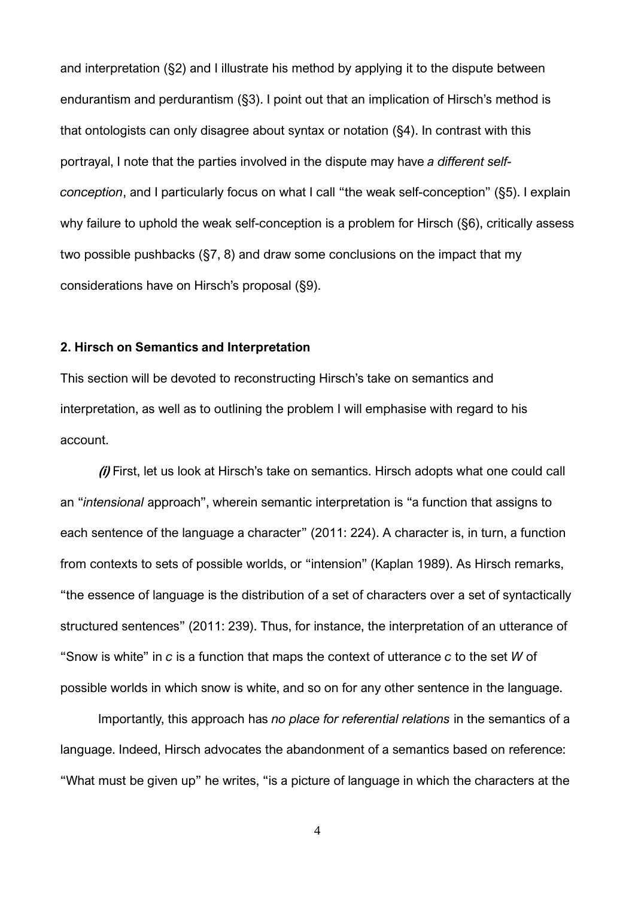and interpretation (§2) and I illustrate his method by applying it to the dispute between endurantism and perdurantism (§3). I point out that an implication of Hirsch's method is that ontologists can only disagree about syntax or notation (§4). In contrast with this portrayal, I note that the parties involved in the dispute may have *a different self-conception*, and I particularly focus on what I call "the weak self-conception" (§5). I explain why failure to uphold the weak self-conception is a problem for Hirsch (§6), critically assess two possible pushbacks (§7, 8) and draw some conclusions on the impact that my considerations have on Hirsch's proposal (§9).

## 2. Hirsch on Semantics and Interpretation

This section will be devoted to reconstructing Hirsch's take on semantics and interpretation, as well as to outlining the problem I will emphasise with regard to his account.

***(i)*** First, let us look at Hirsch's take on semantics. Hirsch adopts what one could call an "*intensional* approach", wherein semantic interpretation is "a function that assigns to each sentence of the language a character" (2011: 224). A character is, in turn, a function from contexts to sets of possible worlds, or "intension" (Kaplan 1989). As Hirsch remarks, "the essence of language is the distribution of a set of characters over a set of syntactically structured sentences" (2011: 239). Thus, for instance, the interpretation of an utterance of "Snow is white" in *c* is a function that maps the context of utterance *c* to the set *W* of possible worlds in which snow is white, and so on for any other sentence in the language.

Importantly, this approach has *no place for referential relations* in the semantics of a language. Indeed, Hirsch advocates the abandonment of a semantics based on reference: "What must be given up" he writes, "is a picture of language in which the characters at the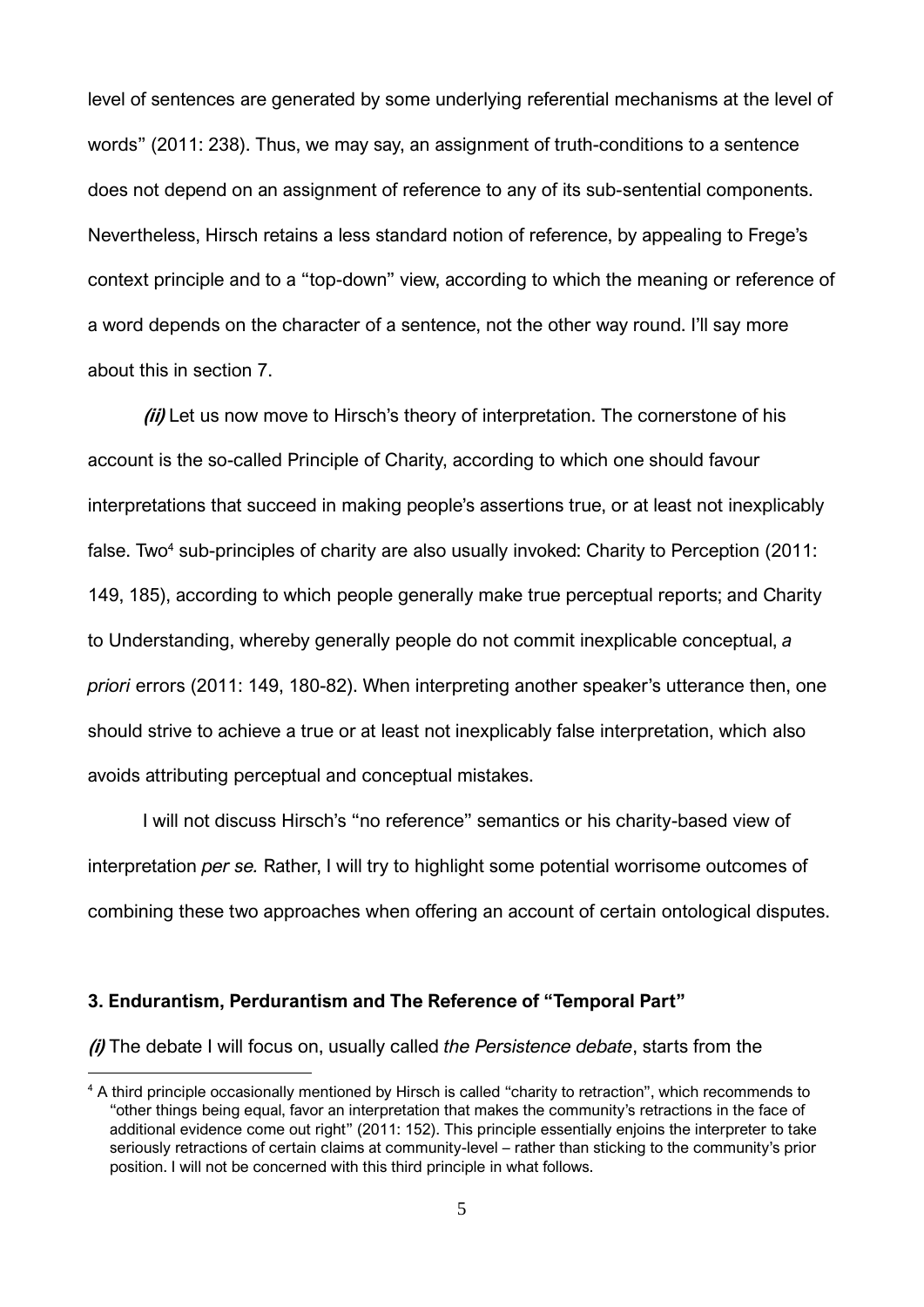level of sentences are generated by some underlying referential mechanisms at the level of words" (2011: 238). Thus, we may say, an assignment of truth-conditions to a sentence does not depend on an assignment of reference to any of its sub-sentential components. Nevertheless, Hirsch retains a less standard notion of reference, by appealing to Frege's context principle and to a "top-down" view, according to which the meaning or reference of a word depends on the character of a sentence, not the other way round. I'll say more about this in section 7.

***(ii)*** Let us now move to Hirsch's theory of interpretation. The cornerstone of his account is the so-called Principle of Charity, according to which one should favour interpretations that succeed in making people's assertions true, or at least not inexplicably false. Two[4] sub-principles of charity are also usually invoked: Charity to Perception (2011: 149, 185), according to which people generally make true perceptual reports; and Charity to Understanding, whereby generally people do not commit inexplicable conceptual, *a priori* errors (2011: 149, 180-82). When interpreting another speaker's utterance then, one should strive to achieve a true or at least not inexplicably false interpretation, which also avoids attributing perceptual and conceptual mistakes.

I will not discuss Hirsch's "no reference" semantics or his charity-based view of interpretation *per se.* Rather, I will try to highlight some potential worrisome outcomes of combining these two approaches when offering an account of certain ontological disputes.

## 3. Endurantism, Perdurantism and The Reference of "Temporal Part"

***(i)*** The debate I will focus on, usually called *the Persistence debate*, starts from the

[4] A third principle occasionally mentioned by Hirsch is called "charity to retraction", which recommends to "other things being equal, favor an interpretation that makes the community's retractions in the face of additional evidence come out right" (2011: 152). This principle essentially enjoins the interpreter to take seriously retractions of certain claims at community-level – rather than sticking to the community's prior position. I will not be concerned with this third principle in what follows.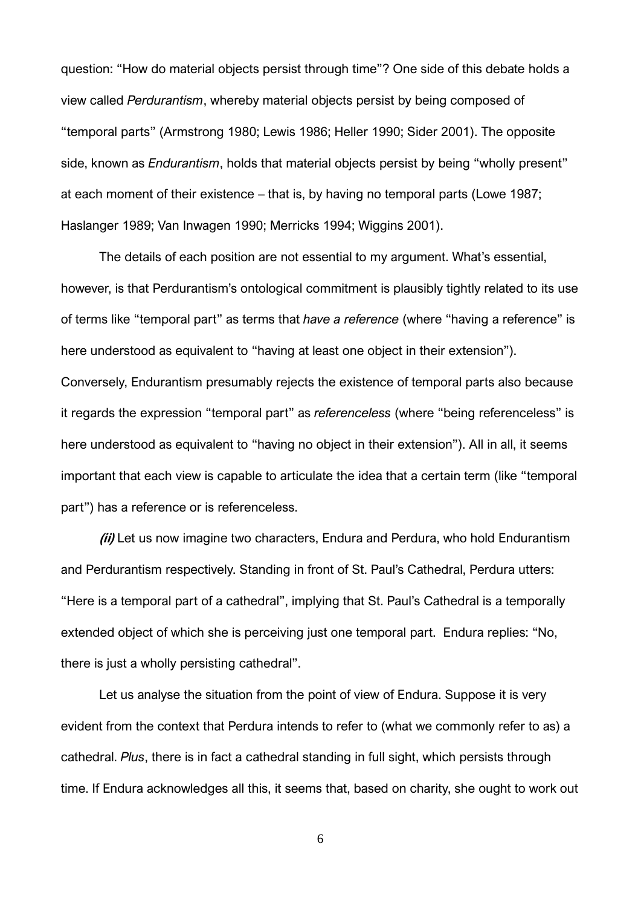question: “How do material objects persist through time”? One side of this debate holds a view called *Perdurantism*, whereby material objects persist by being composed of “temporal parts” (Armstrong 1980; Lewis 1986; Heller 1990; Sider 2001). The opposite side, known as *Endurantism*, holds that material objects persist by being “wholly present” at each moment of their existence – that is, by having no temporal parts (Lowe 1987; Haslanger 1989; Van Inwagen 1990; Merricks 1994; Wiggins 2001).

The details of each position are not essential to my argument. What’s essential, however, is that Perdurantism’s ontological commitment is plausibly tightly related to its use of terms like “temporal part” as terms that *have a reference* (where “having a reference” is here understood as equivalent to “having at least one object in their extension”). Conversely, Endurantism presumably rejects the existence of temporal parts also because it regards the expression “temporal part” as *referenceless* (where “being referenceless” is here understood as equivalent to “having no object in their extension”). All in all, it seems important that each view is capable to articulate the idea that a certain term (like “temporal part”) has a reference or is referenceless.

***(ii)*** Let us now imagine two characters, Endura and Perdura, who hold Endurantism and Perdurantism respectively. Standing in front of St. Paul’s Cathedral, Perdura utters: “Here is a temporal part of a cathedral”, implying that St. Paul’s Cathedral is a temporally extended object of which she is perceiving just one temporal part. Endura replies: “No, there is just a wholly persisting cathedral”.

Let us analyse the situation from the point of view of Endura. Suppose it is very evident from the context that Perdura intends to refer to (what we commonly refer to as) a cathedral. *Plus*, there is in fact a cathedral standing in full sight, which persists through time. If Endura acknowledges all this, it seems that, based on charity, she ought to work out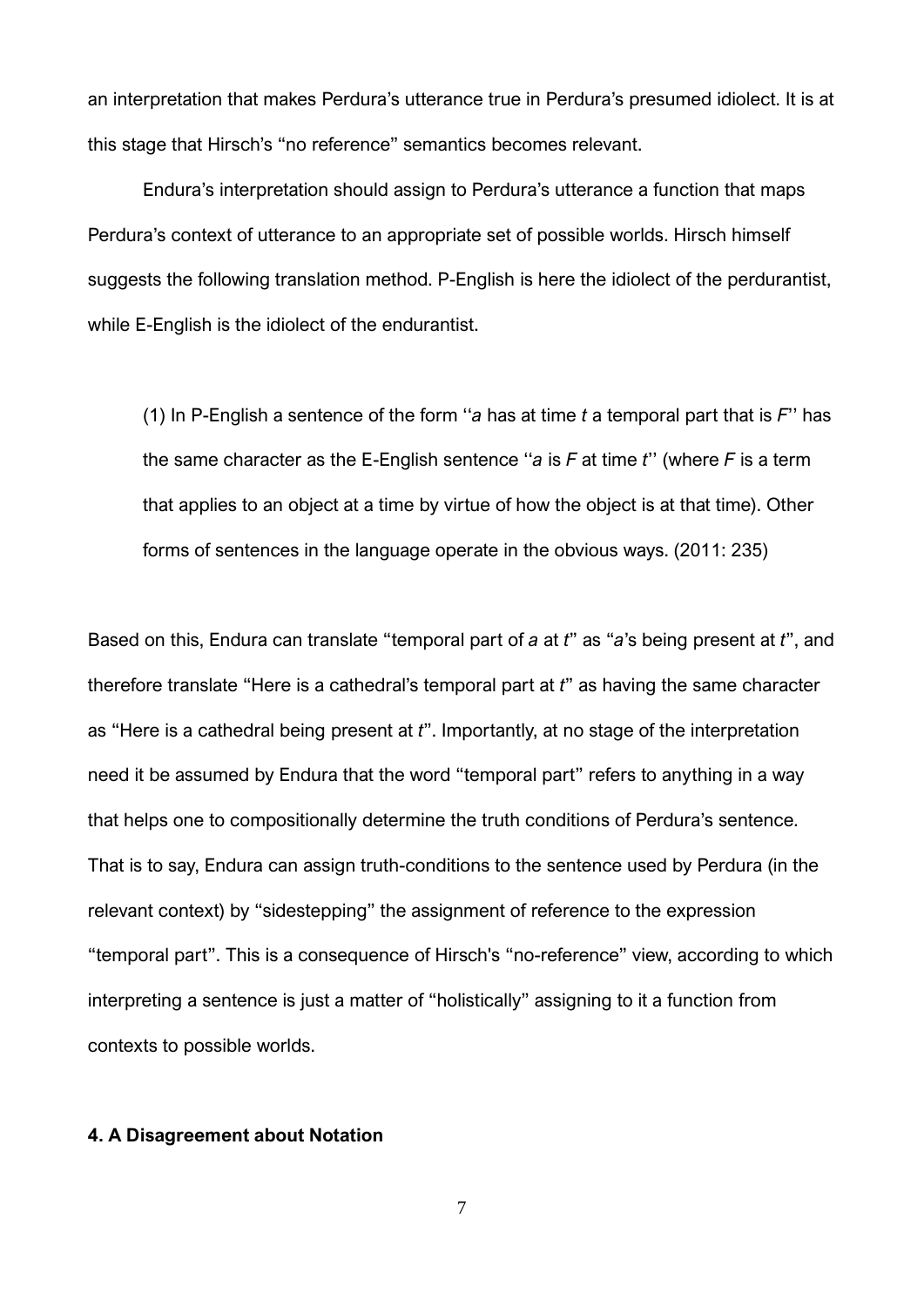an interpretation that makes Perdura's utterance true in Perdura's presumed idiolect. It is at this stage that Hirsch's "no reference" semantics becomes relevant.

Endura's interpretation should assign to Perdura's utterance a function that maps Perdura's context of utterance to an appropriate set of possible worlds. Hirsch himself suggests the following translation method. P-English is here the idiolect of the perdurantist, while E-English is the idiolect of the endurantist.

> (1) In P-English a sentence of the form ''*a* has at time *t* a temporal part that is *F*'' has the same character as the E-English sentence ''*a* is *F* at time *t*'' (where *F* is a term that applies to an object at a time by virtue of how the object is at that time). Other forms of sentences in the language operate in the obvious ways. (2011: 235)

Based on this, Endura can translate "temporal part of *a* at *t*" as "*a*'s being present at *t*", and therefore translate "Here is a cathedral's temporal part at *t*" as having the same character as "Here is a cathedral being present at *t*". Importantly, at no stage of the interpretation need it be assumed by Endura that the word "temporal part" refers to anything in a way that helps one to compositionally determine the truth conditions of Perdura's sentence. That is to say, Endura can assign truth-conditions to the sentence used by Perdura (in the relevant context) by "sidestepping" the assignment of reference to the expression "temporal part". This is a consequence of Hirsch's "no-reference" view, according to which interpreting a sentence is just a matter of "holistically" assigning to it a function from contexts to possible worlds.

#### 4. A Disagreement about Notation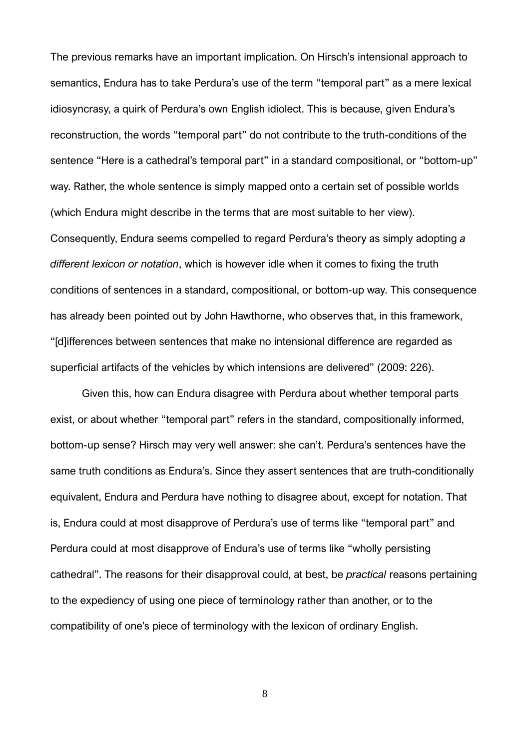The previous remarks have an important implication. On Hirsch's intensional approach to semantics, Endura has to take Perdura's use of the term "temporal part" as a mere lexical idiosyncrasy, a quirk of Perdura's own English idiolect. This is because, given Endura's reconstruction, the words "temporal part" do not contribute to the truth-conditions of the sentence "Here is a cathedral's temporal part" in a standard compositional, or "bottom-up" way. Rather, the whole sentence is simply mapped onto a certain set of possible worlds (which Endura might describe in the terms that are most suitable to her view). Consequently, Endura seems compelled to regard Perdura's theory as simply adopting *a different lexicon or notation*, which is however idle when it comes to fixing the truth conditions of sentences in a standard, compositional, or bottom-up way. This consequence has already been pointed out by John Hawthorne, who observes that, in this framework, "[d]ifferences between sentences that make no intensional difference are regarded as superficial artifacts of the vehicles by which intensions are delivered" (2009: 226).

Given this, how can Endura disagree with Perdura about whether temporal parts exist, or about whether "temporal part" refers in the standard, compositionally informed, bottom-up sense? Hirsch may very well answer: she can't. Perdura's sentences have the same truth conditions as Endura's. Since they assert sentences that are truth-conditionally equivalent, Endura and Perdura have nothing to disagree about, except for notation. That is, Endura could at most disapprove of Perdura's use of terms like "temporal part" and Perdura could at most disapprove of Endura's use of terms like "wholly persisting cathedral". The reasons for their disapproval could, at best, be *practical* reasons pertaining to the expediency of using one piece of terminology rather than another, or to the compatibility of one's piece of terminology with the lexicon of ordinary English.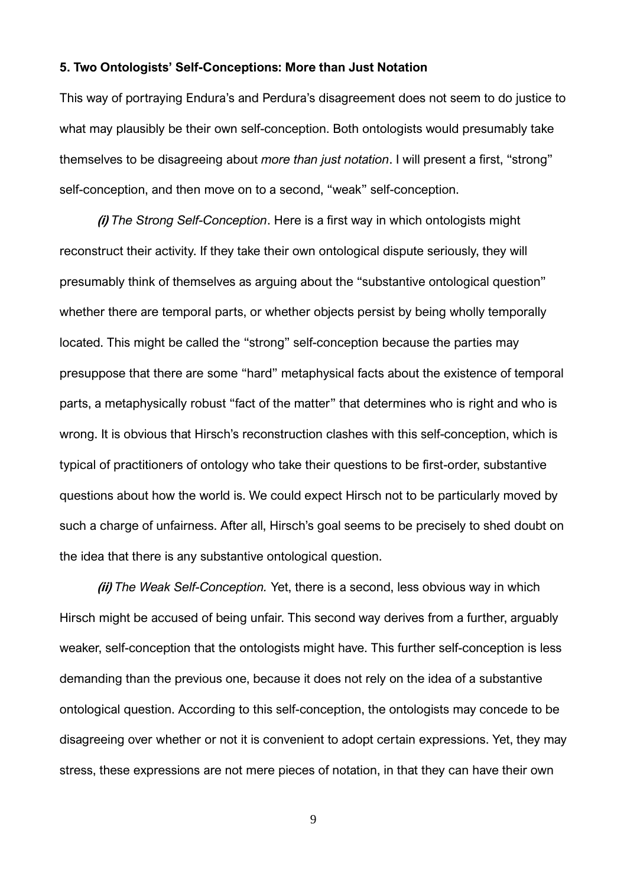## 5. Two Ontologists' Self-Conceptions: More than Just Notation

This way of portraying Endura's and Perdura's disagreement does not seem to do justice to what may plausibly be their own self-conception. Both ontologists would presumably take themselves to be disagreeing about *more than just notation*. I will present a first, "strong" self-conception, and then move on to a second, "weak" self-conception.

***(i)*** *The Strong Self-Conception*. Here is a first way in which ontologists might reconstruct their activity. If they take their own ontological dispute seriously, they will presumably think of themselves as arguing about the "substantive ontological question" whether there are temporal parts, or whether objects persist by being wholly temporally located. This might be called the "strong" self-conception because the parties may presuppose that there are some "hard" metaphysical facts about the existence of temporal parts, a metaphysically robust "fact of the matter" that determines who is right and who is wrong. It is obvious that Hirsch's reconstruction clashes with this self-conception, which is typical of practitioners of ontology who take their questions to be first-order, substantive questions about how the world is. We could expect Hirsch not to be particularly moved by such a charge of unfairness. After all, Hirsch's goal seems to be precisely to shed doubt on the idea that there is any substantive ontological question.

***(ii)*** *The Weak Self-Conception.* Yet, there is a second, less obvious way in which Hirsch might be accused of being unfair. This second way derives from a further, arguably weaker, self-conception that the ontologists might have. This further self-conception is less demanding than the previous one, because it does not rely on the idea of a substantive ontological question. According to this self-conception, the ontologists may concede to be disagreeing over whether or not it is convenient to adopt certain expressions. Yet, they may stress, these expressions are not mere pieces of notation, in that they can have their own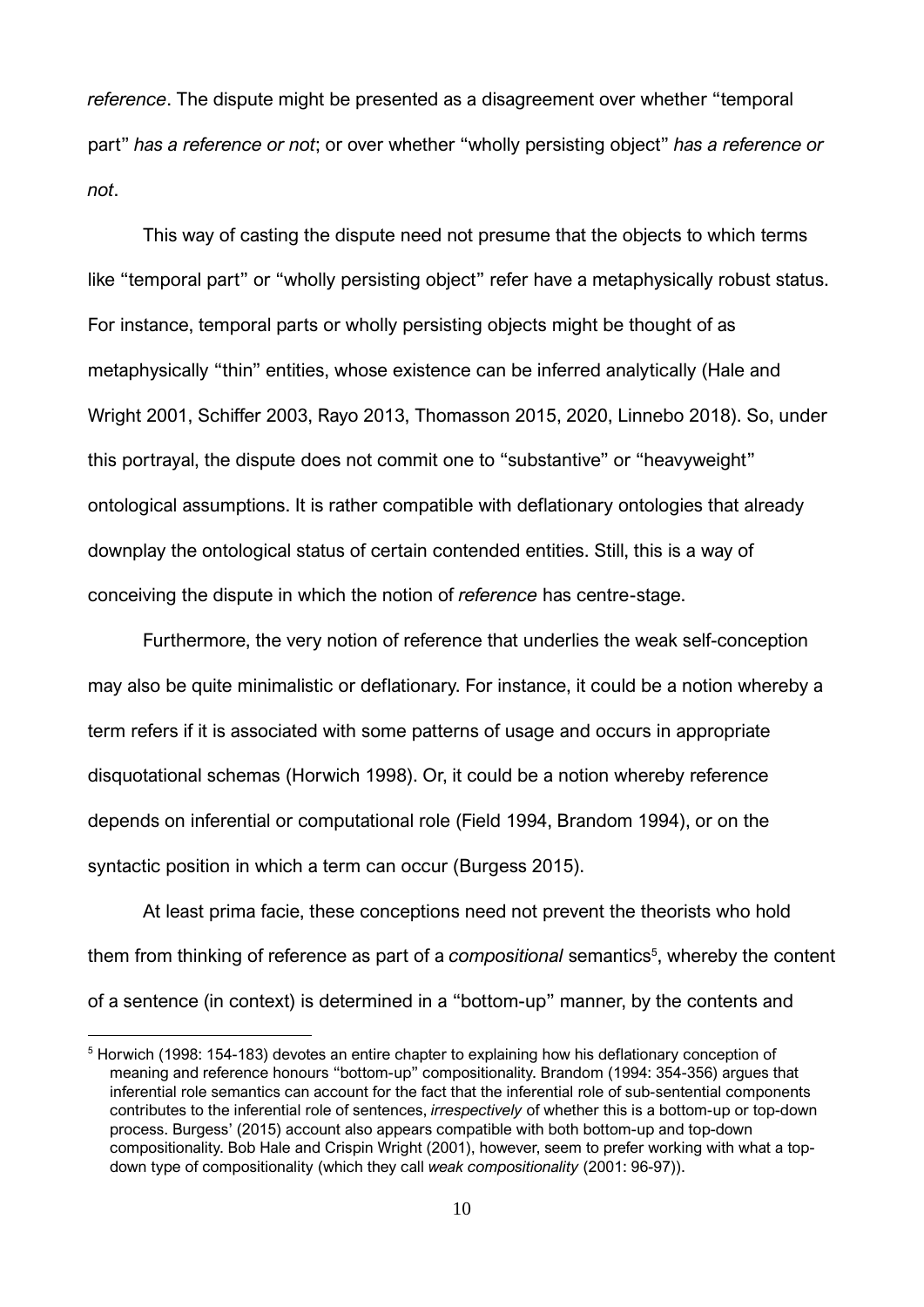*reference*. The dispute might be presented as a disagreement over whether "temporal part" *has a reference or not*; or over whether "wholly persisting object" *has a reference or not*.

This way of casting the dispute need not presume that the objects to which terms like "temporal part" or "wholly persisting object" refer have a metaphysically robust status. For instance, temporal parts or wholly persisting objects might be thought of as metaphysically "thin" entities, whose existence can be inferred analytically (Hale and Wright 2001, Schiffer 2003, Rayo 2013, Thomasson 2015, 2020, Linnebo 2018). So, under this portrayal, the dispute does not commit one to "substantive" or "heavyweight" ontological assumptions. It is rather compatible with deflationary ontologies that already downplay the ontological status of certain contended entities. Still, this is a way of conceiving the dispute in which the notion of *reference* has centre-stage.

Furthermore, the very notion of reference that underlies the weak self-conception may also be quite minimalistic or deflationary. For instance, it could be a notion whereby a term refers if it is associated with some patterns of usage and occurs in appropriate disquotational schemas (Horwich 1998). Or, it could be a notion whereby reference depends on inferential or computational role (Field 1994, Brandom 1994), or on the syntactic position in which a term can occur (Burgess 2015).

At least prima facie, these conceptions need not prevent the theorists who hold them from thinking of reference as part of a *compositional* semantics[5], whereby the content of a sentence (in context) is determined in a "bottom-up" manner, by the contents and

[5] Horwich (1998: 154-183) devotes an entire chapter to explaining how his deflationary conception of meaning and reference honours "bottom-up" compositionality. Brandom (1994: 354-356) argues that inferential role semantics can account for the fact that the inferential role of sub-sentential components contributes to the inferential role of sentences, *irrespectively* of whether this is a bottom-up or top-down process. Burgess' (2015) account also appears compatible with both bottom-up and top-down compositionality. Bob Hale and Crispin Wright (2001), however, seem to prefer working with what a top-down type of compositionality (which they call *weak compositionality* (2001: 96-97)).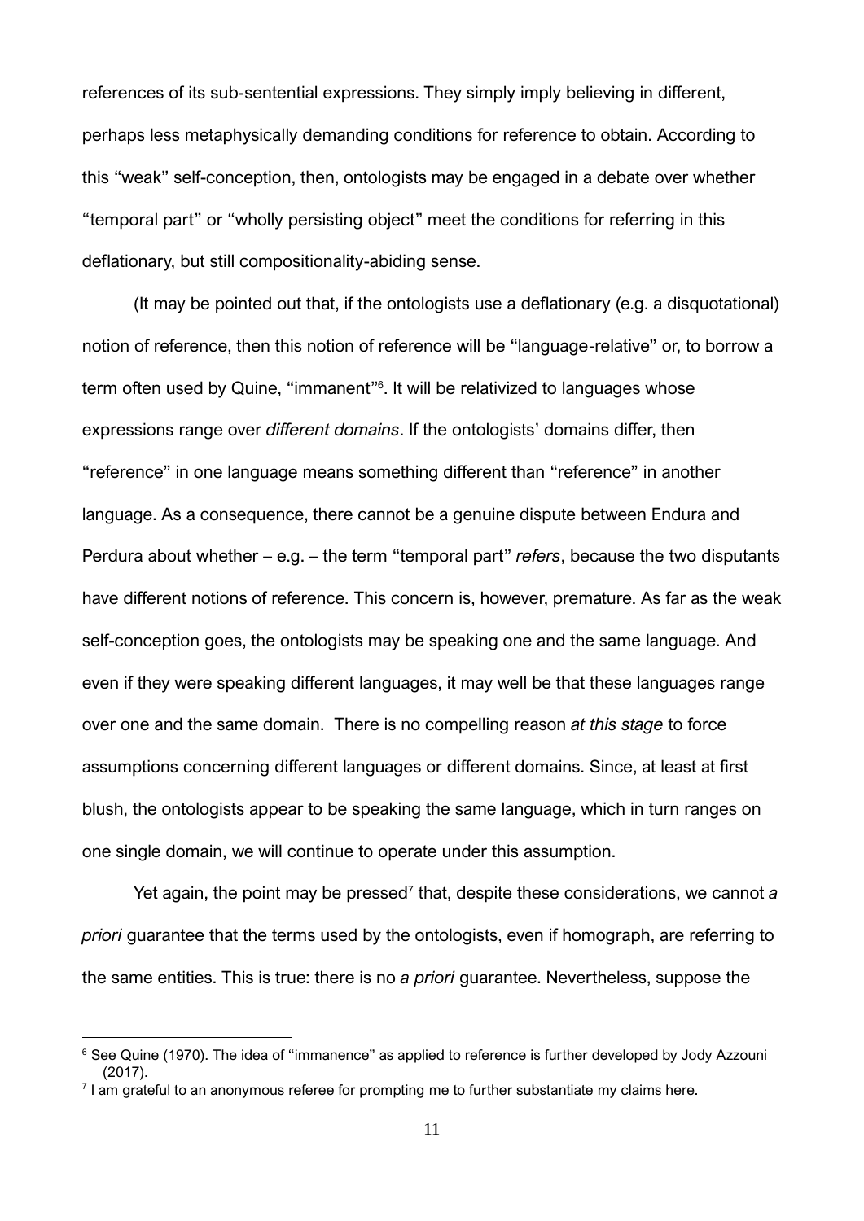references of its sub-sentential expressions. They simply imply believing in different, perhaps less metaphysically demanding conditions for reference to obtain. According to this "weak" self-conception, then, ontologists may be engaged in a debate over whether "temporal part" or "wholly persisting object" meet the conditions for referring in this deflationary, but still compositionality-abiding sense.

(It may be pointed out that, if the ontologists use a deflationary (e.g. a disquotational) notion of reference, then this notion of reference will be "language-relative" or, to borrow a term often used by Quine, "immanent"[6]. It will be relativized to languages whose expressions range over *different domains*. If the ontologists' domains differ, then "reference" in one language means something different than "reference" in another language. As a consequence, there cannot be a genuine dispute between Endura and Perdura about whether – e.g. – the term "temporal part" *refers*, because the two disputants have different notions of reference. This concern is, however, premature. As far as the weak self-conception goes, the ontologists may be speaking one and the same language. And even if they were speaking different languages, it may well be that these languages range over one and the same domain. There is no compelling reason *at this stage* to force assumptions concerning different languages or different domains. Since, at least at first blush, the ontologists appear to be speaking the same language, which in turn ranges on one single domain, we will continue to operate under this assumption.

Yet again, the point may be pressed[7] that, despite these considerations, we cannot *a priori* guarantee that the terms used by the ontologists, even if homograph, are referring to the same entities. This is true: there is no *a priori* guarantee. Nevertheless, suppose the

[6] See Quine (1970). The idea of "immanence" as applied to reference is further developed by Jody Azzouni (2017).

[7] I am grateful to an anonymous referee for prompting me to further substantiate my claims here.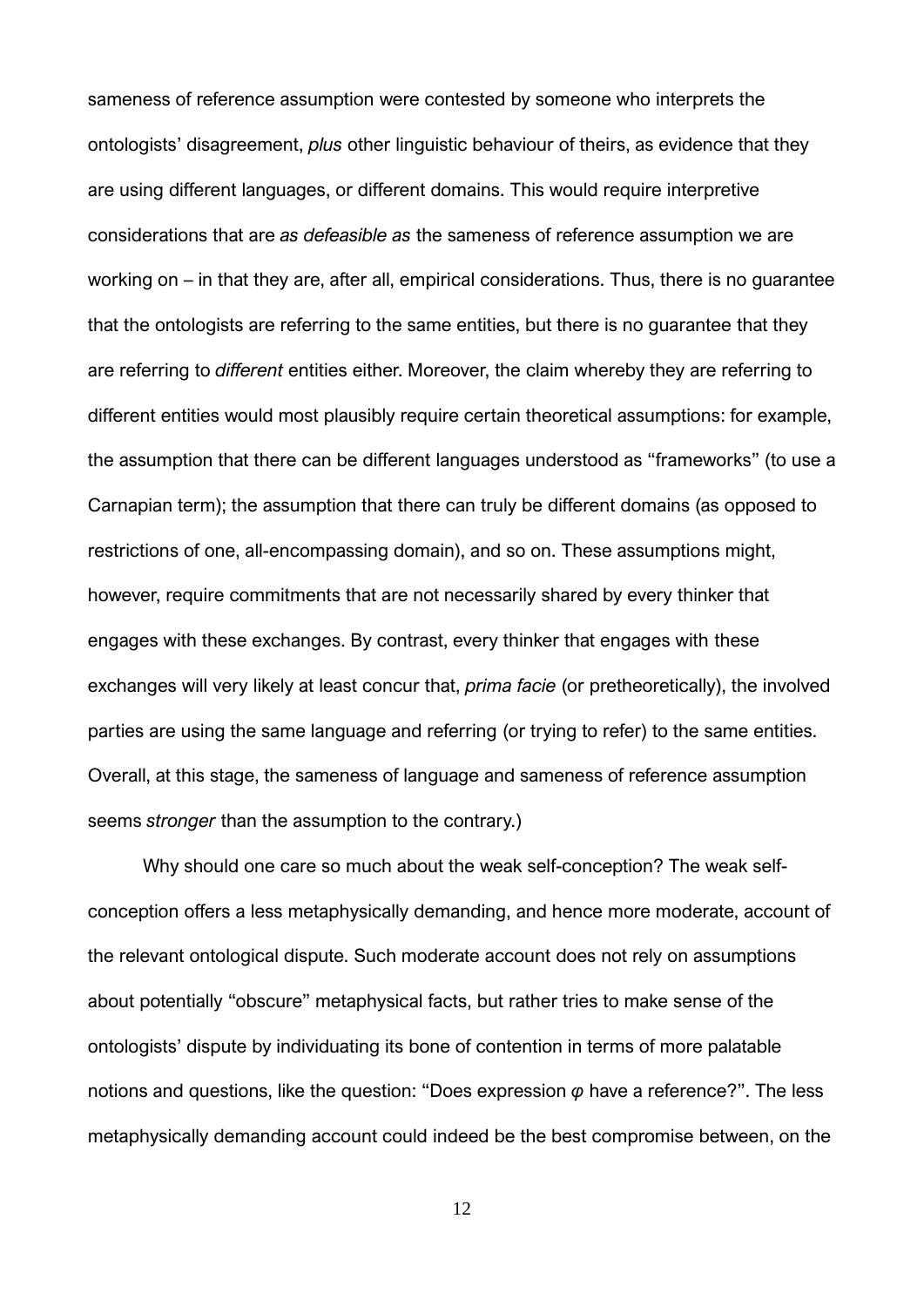sameness of reference assumption were contested by someone who interprets the ontologists' disagreement, *plus* other linguistic behaviour of theirs, as evidence that they are using different languages, or different domains. This would require interpretive considerations that are *as defeasible as* the sameness of reference assumption we are working on – in that they are, after all, empirical considerations. Thus, there is no guarantee that the ontologists are referring to the same entities, but there is no guarantee that they are referring to *different* entities either. Moreover, the claim whereby they are referring to different entities would most plausibly require certain theoretical assumptions: for example, the assumption that there can be different languages understood as "frameworks" (to use a Carnapian term); the assumption that there can truly be different domains (as opposed to restrictions of one, all-encompassing domain), and so on. These assumptions might, however, require commitments that are not necessarily shared by every thinker that engages with these exchanges. By contrast, every thinker that engages with these exchanges will very likely at least concur that, *prima facie* (or pretheoretically), the involved parties are using the same language and referring (or trying to refer) to the same entities. Overall, at this stage, the sameness of language and sameness of reference assumption seems *stronger* than the assumption to the contrary.)

Why should one care so much about the weak self-conception? The weak self-conception offers a less metaphysically demanding, and hence more moderate, account of the relevant ontological dispute. Such moderate account does not rely on assumptions about potentially "obscure" metaphysical facts, but rather tries to make sense of the ontologists' dispute by individuating its bone of contention in terms of more palatable notions and questions, like the question: "Does expression $\varphi$ have a reference?". The less metaphysically demanding account could indeed be the best compromise between, on the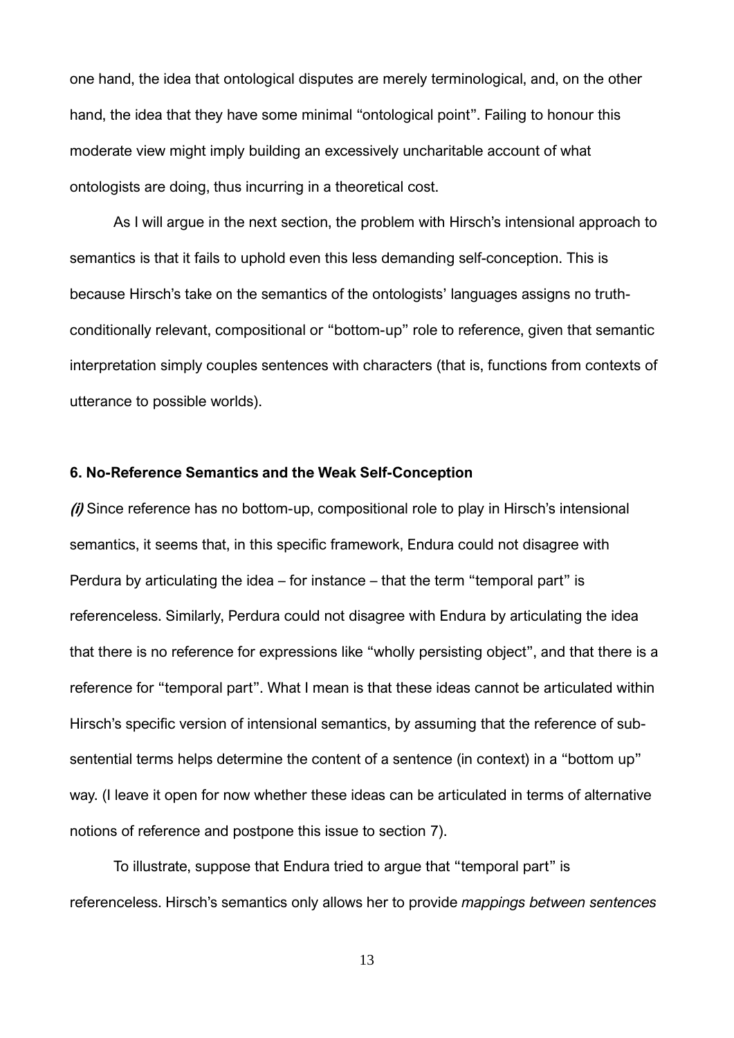one hand, the idea that ontological disputes are merely terminological, and, on the other hand, the idea that they have some minimal "ontological point". Failing to honour this moderate view might imply building an excessively uncharitable account of what ontologists are doing, thus incurring in a theoretical cost.

As I will argue in the next section, the problem with Hirsch's intensional approach to semantics is that it fails to uphold even this less demanding self-conception. This is because Hirsch's take on the semantics of the ontologists' languages assigns no truth-conditionally relevant, compositional or "bottom-up" role to reference, given that semantic interpretation simply couples sentences with characters (that is, functions from contexts of utterance to possible worlds).

### 6. No-Reference Semantics and the Weak Self-Conception

***(i)*** Since reference has no bottom-up, compositional role to play in Hirsch's intensional semantics, it seems that, in this specific framework, Endura could not disagree with Perdura by articulating the idea – for instance – that the term "temporal part" is referenceless. Similarly, Perdura could not disagree with Endura by articulating the idea that there is no reference for expressions like "wholly persisting object", and that there is a reference for "temporal part". What I mean is that these ideas cannot be articulated within Hirsch's specific version of intensional semantics, by assuming that the reference of sub-sentential terms helps determine the content of a sentence (in context) in a "bottom up" way. (I leave it open for now whether these ideas can be articulated in terms of alternative notions of reference and postpone this issue to section 7).

To illustrate, suppose that Endura tried to argue that "temporal part" is referenceless. Hirsch's semantics only allows her to provide *mappings between sentences*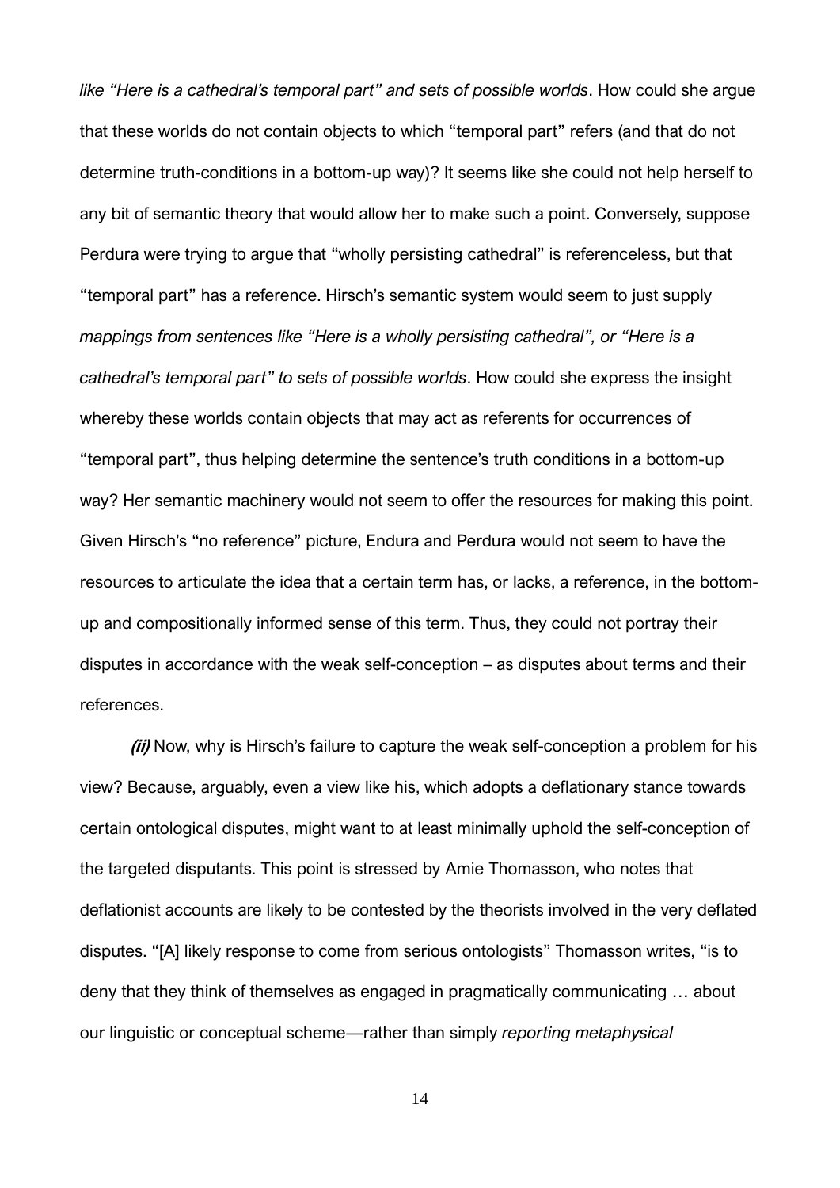*like "Here is a cathedral's temporal part" and sets of possible worlds*. How could she argue that these worlds do not contain objects to which "temporal part" refers (and that do not determine truth-conditions in a bottom-up way)? It seems like she could not help herself to any bit of semantic theory that would allow her to make such a point. Conversely, suppose Perdura were trying to argue that "wholly persisting cathedral" is referenceless, but that "temporal part" has a reference. Hirsch's semantic system would seem to just supply *mappings from sentences like "Here is a wholly persisting cathedral", or "Here is a cathedral's temporal part" to sets of possible worlds*. How could she express the insight whereby these worlds contain objects that may act as referents for occurrences of "temporal part", thus helping determine the sentence's truth conditions in a bottom-up way? Her semantic machinery would not seem to offer the resources for making this point. Given Hirsch's "no reference" picture, Endura and Perdura would not seem to have the resources to articulate the idea that a certain term has, or lacks, a reference, in the bottom-up and compositionally informed sense of this term. Thus, they could not portray their disputes in accordance with the weak self-conception – as disputes about terms and their references.

***(ii)*** Now, why is Hirsch's failure to capture the weak self-conception a problem for his view? Because, arguably, even a view like his, which adopts a deflationary stance towards certain ontological disputes, might want to at least minimally uphold the self-conception of the targeted disputants. This point is stressed by Amie Thomasson, who notes that deflationist accounts are likely to be contested by the theorists involved in the very deflated disputes. "[A] likely response to come from serious ontologists" Thomasson writes, "is to deny that they think of themselves as engaged in pragmatically communicating … about our linguistic or conceptual scheme—rather than simply *reporting metaphysical*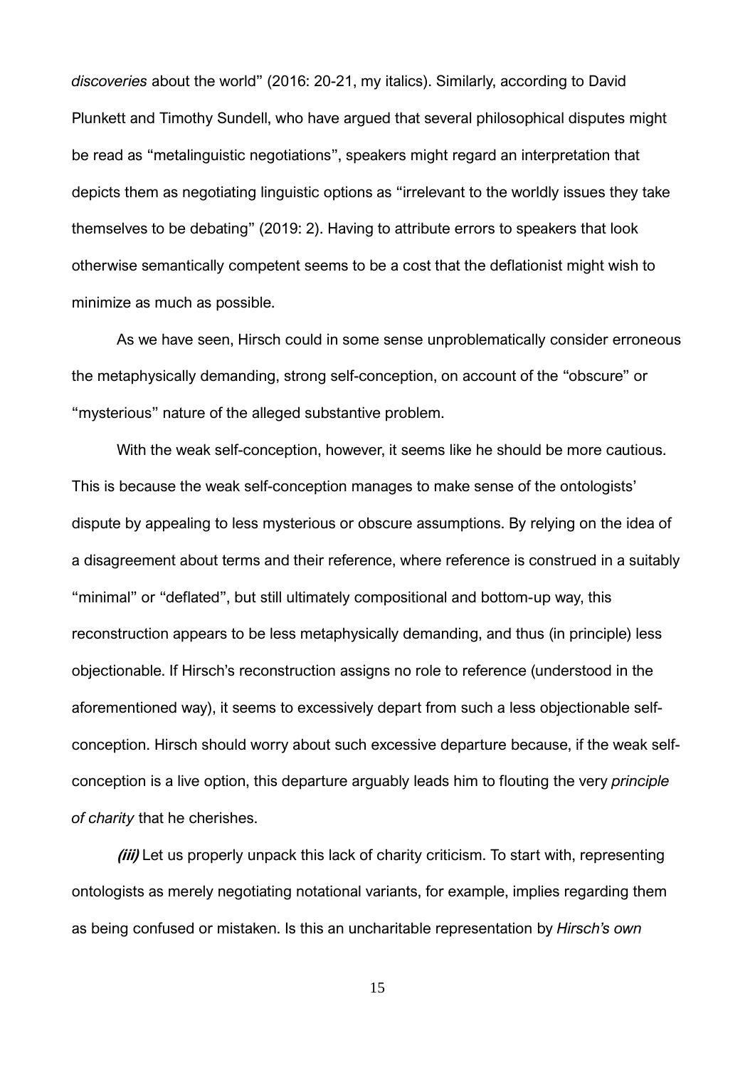*discoveries* about the world" (2016: 20-21, my italics). Similarly, according to David Plunkett and Timothy Sundell, who have argued that several philosophical disputes might be read as "metalinguistic negotiations", speakers might regard an interpretation that depicts them as negotiating linguistic options as "irrelevant to the worldly issues they take themselves to be debating" (2019: 2). Having to attribute errors to speakers that look otherwise semantically competent seems to be a cost that the deflationist might wish to minimize as much as possible.

As we have seen, Hirsch could in some sense unproblematically consider erroneous the metaphysically demanding, strong self-conception, on account of the "obscure" or "mysterious" nature of the alleged substantive problem.

With the weak self-conception, however, it seems like he should be more cautious. This is because the weak self-conception manages to make sense of the ontologists' dispute by appealing to less mysterious or obscure assumptions. By relying on the idea of a disagreement about terms and their reference, where reference is construed in a suitably "minimal" or "deflated", but still ultimately compositional and bottom-up way, this reconstruction appears to be less metaphysically demanding, and thus (in principle) less objectionable. If Hirsch's reconstruction assigns no role to reference (understood in the aforementioned way), it seems to excessively depart from such a less objectionable self-conception. Hirsch should worry about such excessive departure because, if the weak self-conception is a live option, this departure arguably leads him to flouting the very *principle of charity* that he cherishes.

***(iii)*** Let us properly unpack this lack of charity criticism. To start with, representing ontologists as merely negotiating notational variants, for example, implies regarding them as being confused or mistaken. Is this an uncharitable representation by *Hirsch's own*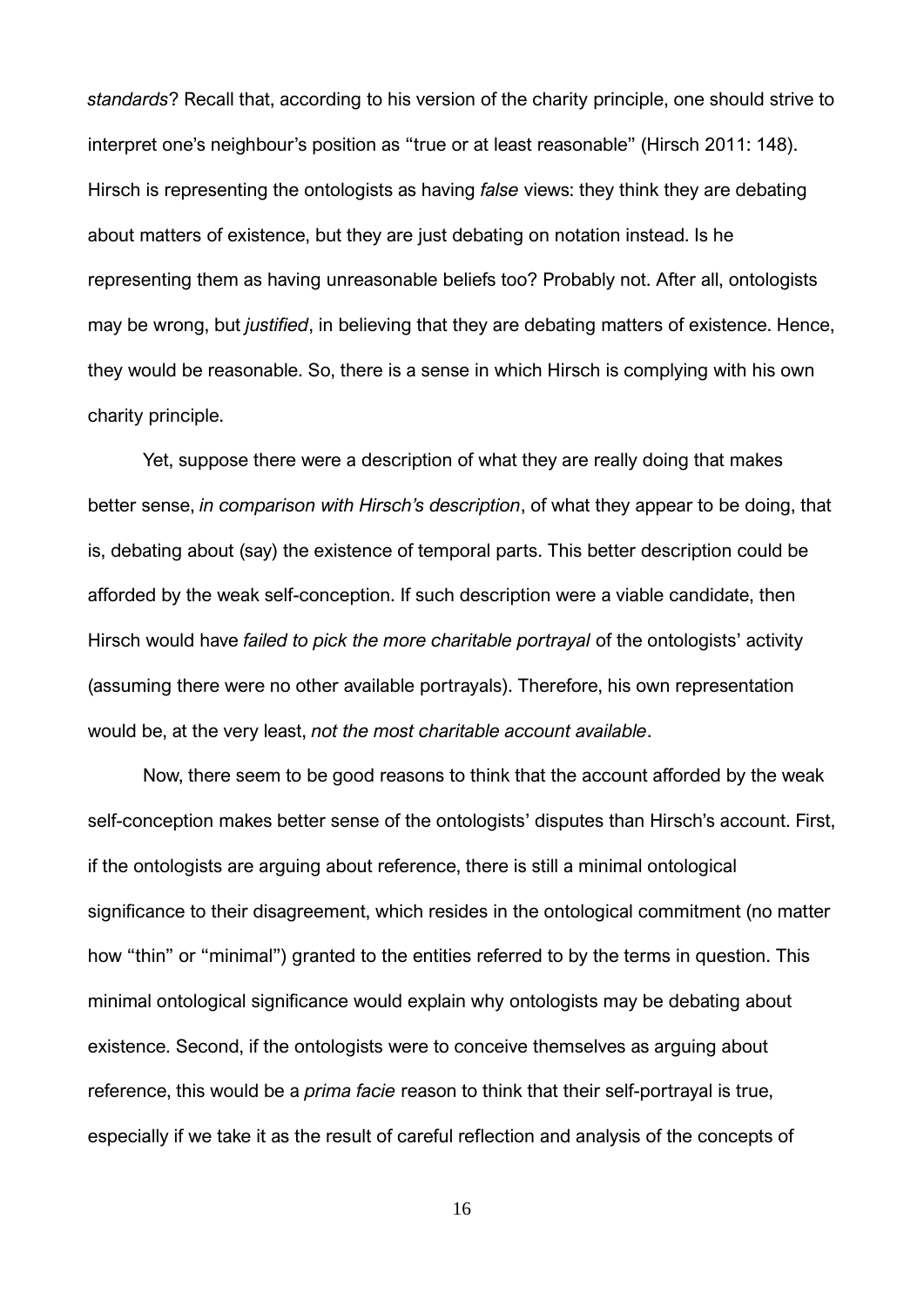*standards*? Recall that, according to his version of the charity principle, one should strive to interpret one's neighbour's position as "true or at least reasonable" (Hirsch 2011: 148). Hirsch is representing the ontologists as having *false* views: they think they are debating about matters of existence, but they are just debating on notation instead. Is he representing them as having unreasonable beliefs too? Probably not. After all, ontologists may be wrong, but *justified*, in believing that they are debating matters of existence. Hence, they would be reasonable. So, there is a sense in which Hirsch is complying with his own charity principle.

Yet, suppose there were a description of what they are really doing that makes better sense, *in comparison with Hirsch's description*, of what they appear to be doing, that is, debating about (say) the existence of temporal parts. This better description could be afforded by the weak self-conception. If such description were a viable candidate, then Hirsch would have *failed to pick the more charitable portrayal* of the ontologists' activity (assuming there were no other available portrayals). Therefore, his own representation would be, at the very least, *not the most charitable account available*.

Now, there seem to be good reasons to think that the account afforded by the weak self-conception makes better sense of the ontologists' disputes than Hirsch's account. First, if the ontologists are arguing about reference, there is still a minimal ontological significance to their disagreement, which resides in the ontological commitment (no matter how "thin" or "minimal") granted to the entities referred to by the terms in question. This minimal ontological significance would explain why ontologists may be debating about existence. Second, if the ontologists were to conceive themselves as arguing about reference, this would be a *prima facie* reason to think that their self-portrayal is true, especially if we take it as the result of careful reflection and analysis of the concepts of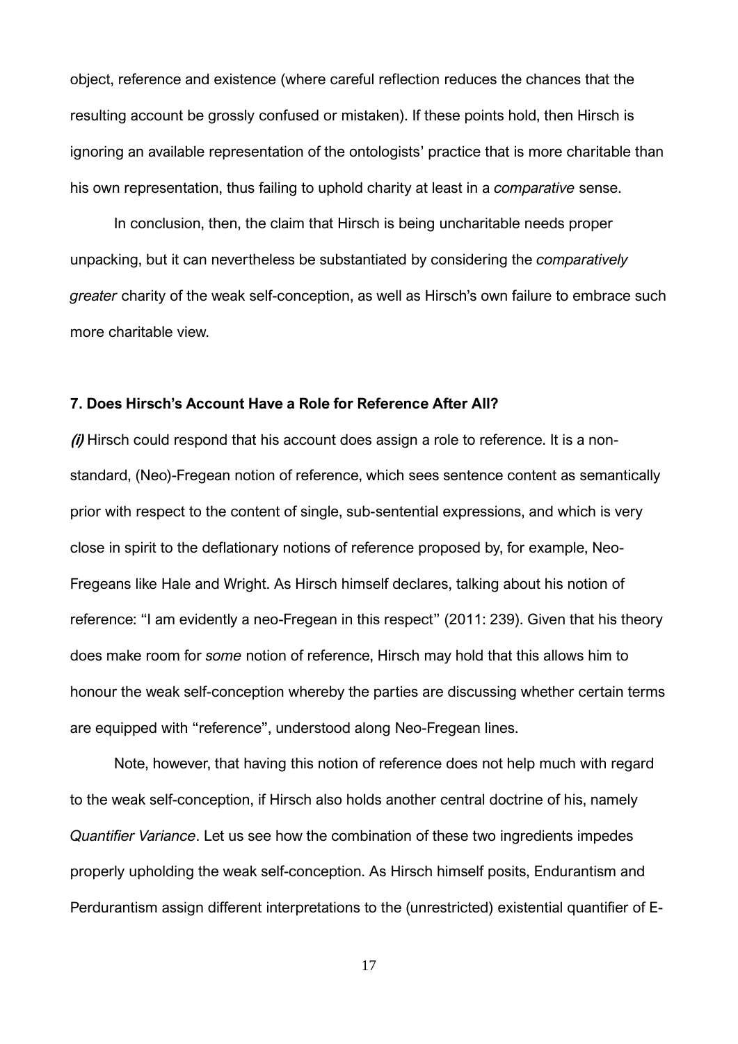object, reference and existence (where careful reflection reduces the chances that the resulting account be grossly confused or mistaken). If these points hold, then Hirsch is ignoring an available representation of the ontologists' practice that is more charitable than his own representation, thus failing to uphold charity at least in a *comparative* sense.

In conclusion, then, the claim that Hirsch is being uncharitable needs proper unpacking, but it can nevertheless be substantiated by considering the *comparatively greater* charity of the weak self-conception, as well as Hirsch's own failure to embrace such more charitable view.

## 7. Does Hirsch's Account Have a Role for Reference After All?

***(i)*** Hirsch could respond that his account does assign a role to reference. It is a non-standard, (Neo)-Fregean notion of reference, which sees sentence content as semantically prior with respect to the content of single, sub-sentential expressions, and which is very close in spirit to the deflationary notions of reference proposed by, for example, Neo-Fregeans like Hale and Wright. As Hirsch himself declares, talking about his notion of reference: "I am evidently a neo-Fregean in this respect" (2011: 239). Given that his theory does make room for *some* notion of reference, Hirsch may hold that this allows him to honour the weak self-conception whereby the parties are discussing whether certain terms are equipped with "reference", understood along Neo-Fregean lines.

Note, however, that having this notion of reference does not help much with regard to the weak self-conception, if Hirsch also holds another central doctrine of his, namely *Quantifier Variance*. Let us see how the combination of these two ingredients impedes properly upholding the weak self-conception. As Hirsch himself posits, Endurantism and Perdurantism assign different interpretations to the (unrestricted) existential quantifier of E-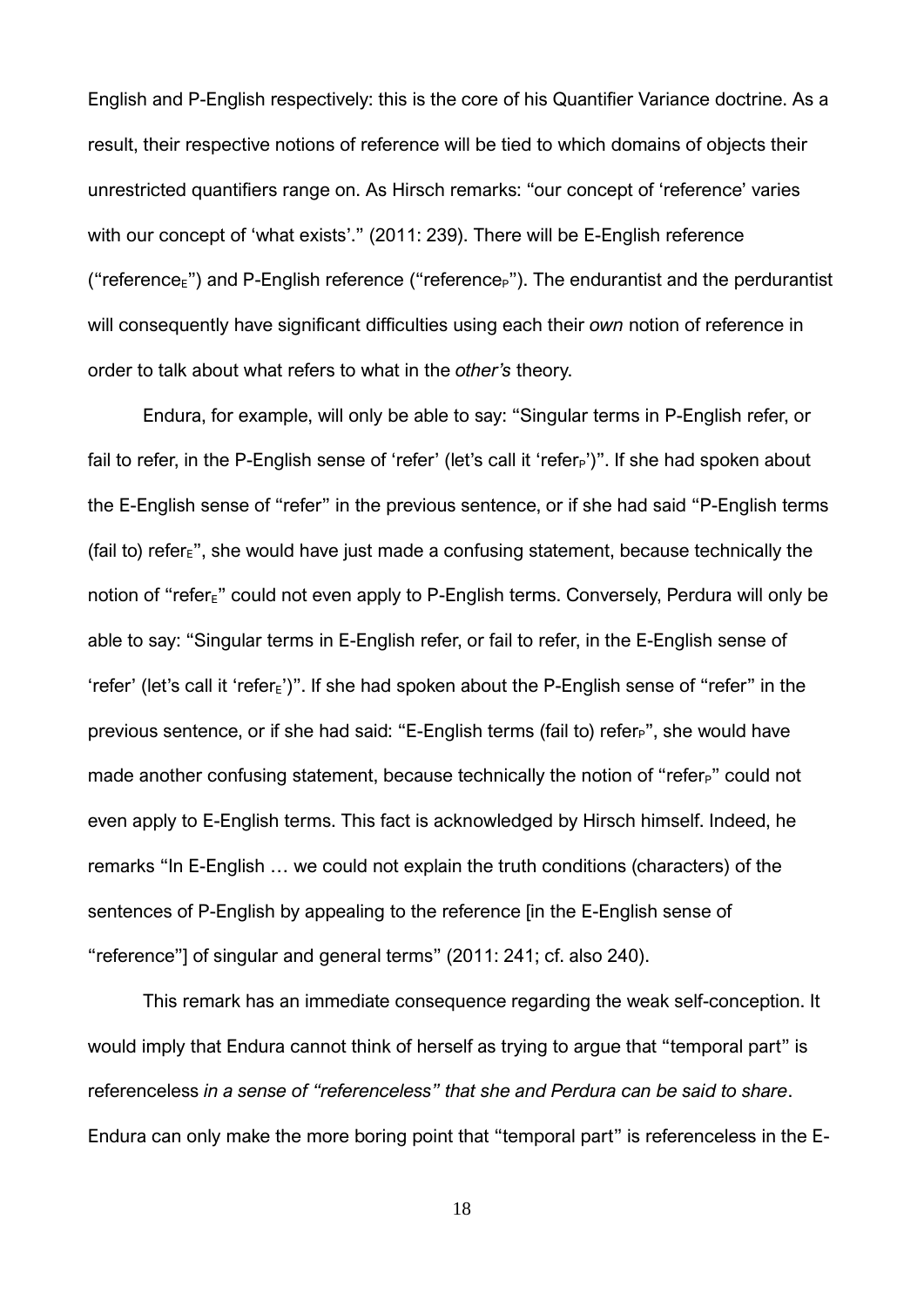English and P-English respectively: this is the core of his Quantifier Variance doctrine. As a result, their respective notions of reference will be tied to which domains of objects their unrestricted quantifiers range on. As Hirsch remarks: "our concept of 'reference' varies with our concept of 'what exists'." (2011: 239). There will be E-English reference ("reference$_E$") and P-English reference ("reference$_P$"). The endurantist and the perdurantist will consequently have significant difficulties using each their *own* notion of reference in order to talk about what refers to what in the *other's* theory.

Endura, for example, will only be able to say: "Singular terms in P-English refer, or fail to refer, in the P-English sense of 'refer' (let's call it 'refer$_P$')". If she had spoken about the E-English sense of "refer" in the previous sentence, or if she had said "P-English terms (fail to) refer$_E$", she would have just made a confusing statement, because technically the notion of "refer$_E$" could not even apply to P-English terms. Conversely, Perdura will only be able to say: "Singular terms in E-English refer, or fail to refer, in the E-English sense of 'refer' (let's call it 'refer$_E$')". If she had spoken about the P-English sense of "refer" in the previous sentence, or if she had said: "E-English terms (fail to) refer$_P$", she would have made another confusing statement, because technically the notion of "refer$_P$" could not even apply to E-English terms. This fact is acknowledged by Hirsch himself. Indeed, he remarks "In E-English … we could not explain the truth conditions (characters) of the sentences of P-English by appealing to the reference [in the E-English sense of "reference"] of singular and general terms" (2011: 241; cf. also 240).

This remark has an immediate consequence regarding the weak self-conception. It would imply that Endura cannot think of herself as trying to argue that "temporal part" is referenceless *in a sense of "referenceless" that she and Perdura can be said to share*. Endura can only make the more boring point that "temporal part" is referenceless in the E-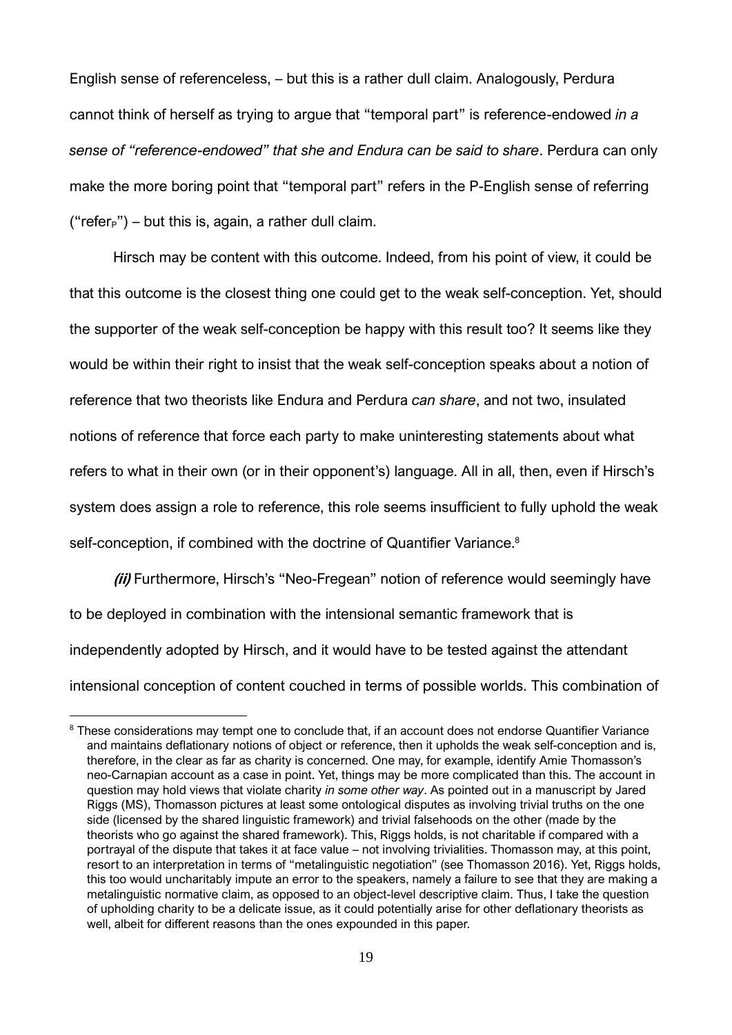English sense of referenceless, – but this is a rather dull claim. Analogously, Perdura cannot think of herself as trying to argue that "temporal part" is reference-endowed *in a sense of "reference-endowed" that she and Endura can be said to share*. Perdura can only make the more boring point that "temporal part" refers in the P-English sense of referring ("refer$_P$") – but this is, again, a rather dull claim.

Hirsch may be content with this outcome. Indeed, from his point of view, it could be that this outcome is the closest thing one could get to the weak self-conception. Yet, should the supporter of the weak self-conception be happy with this result too? It seems like they would be within their right to insist that the weak self-conception speaks about a notion of reference that two theorists like Endura and Perdura *can share*, and not two, insulated notions of reference that force each party to make uninteresting statements about what refers to what in their own (or in their opponent's) language. All in all, then, even if Hirsch's system does assign a role to reference, this role seems insufficient to fully uphold the weak self-conception, if combined with the doctrine of Quantifier Variance.[8]

***(ii)*** Furthermore, Hirsch's "Neo-Fregean" notion of reference would seemingly have to be deployed in combination with the intensional semantic framework that is independently adopted by Hirsch, and it would have to be tested against the attendant intensional conception of content couched in terms of possible worlds. This combination of

---

[8] These considerations may tempt one to conclude that, if an account does not endorse Quantifier Variance and maintains deflationary notions of object or reference, then it upholds the weak self-conception and is, therefore, in the clear as far as charity is concerned. One may, for example, identify Amie Thomasson's neo-Carnapian account as a case in point. Yet, things may be more complicated than this. The account in question may hold views that violate charity *in some other way*. As pointed out in a manuscript by Jared Riggs (MS), Thomasson pictures at least some ontological disputes as involving trivial truths on the one side (licensed by the shared linguistic framework) and trivial falsehoods on the other (made by the theorists who go against the shared framework). This, Riggs holds, is not charitable if compared with a portrayal of the dispute that takes it at face value – not involving trivialities. Thomasson may, at this point, resort to an interpretation in terms of "metalinguistic negotiation" (see Thomasson 2016). Yet, Riggs holds, this too would uncharitably impute an error to the speakers, namely a failure to see that they are making a metalinguistic normative claim, as opposed to an object-level descriptive claim. Thus, I take the question of upholding charity to be a delicate issue, as it could potentially arise for other deflationary theorists as well, albeit for different reasons than the ones expounded in this paper.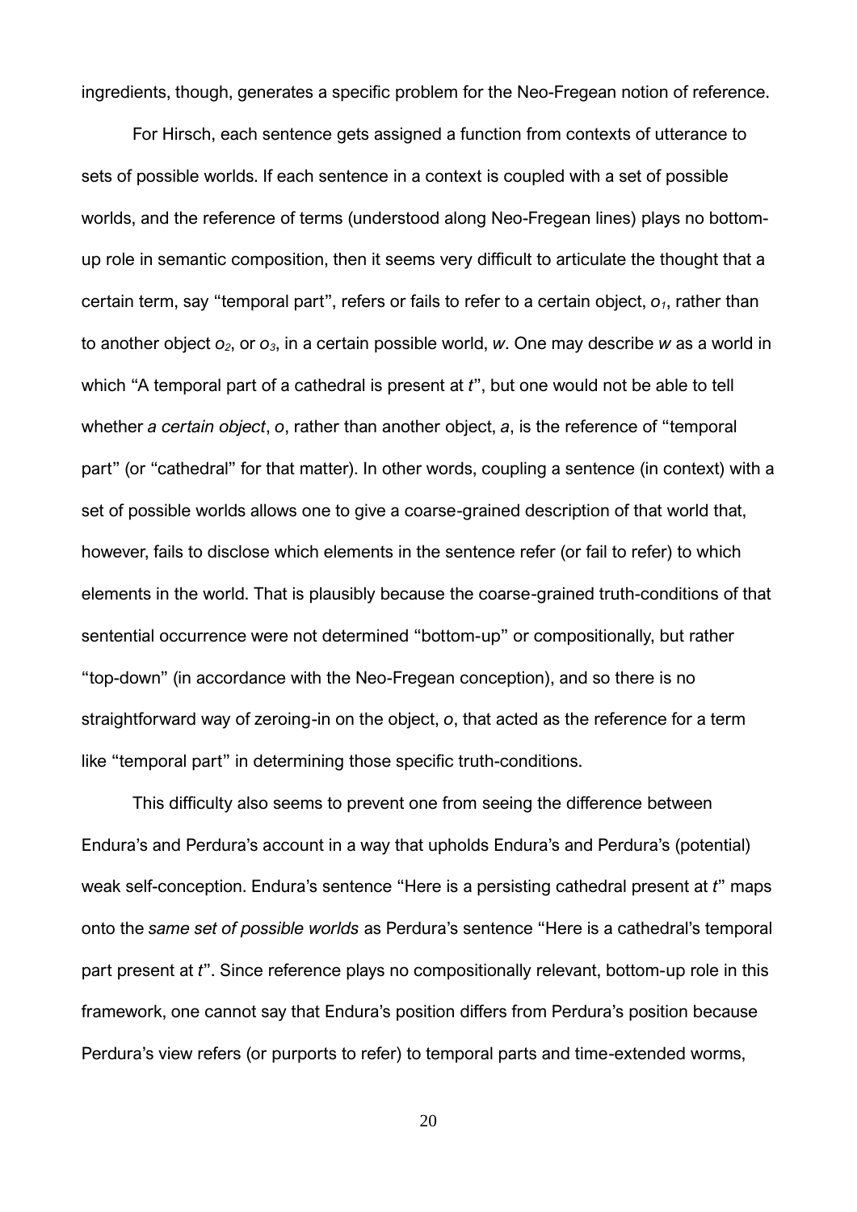ingredients, though, generates a specific problem for the Neo-Fregean notion of reference.

For Hirsch, each sentence gets assigned a function from contexts of utterance to sets of possible worlds. If each sentence in a context is coupled with a set of possible worlds, and the reference of terms (understood along Neo-Fregean lines) plays no bottom-up role in semantic composition, then it seems very difficult to articulate the thought that a certain term, say "temporal part", refers or fails to refer to a certain object, $o_1$, rather than to another object $o_2$, or $o_3$, in a certain possible world, *w*. One may describe *w* as a world in which "A temporal part of a cathedral is present at *t*", but one would not be able to tell whether *a certain object*, *o*, rather than another object, *a*, is the reference of "temporal part" (or "cathedral" for that matter). In other words, coupling a sentence (in context) with a set of possible worlds allows one to give a coarse-grained description of that world that, however, fails to disclose which elements in the sentence refer (or fail to refer) to which elements in the world. That is plausibly because the coarse-grained truth-conditions of that sentential occurrence were not determined "bottom-up" or compositionally, but rather "top-down" (in accordance with the Neo-Fregean conception), and so there is no straightforward way of zeroing-in on the object, *o*, that acted as the reference for a term like "temporal part" in determining those specific truth-conditions.

This difficulty also seems to prevent one from seeing the difference between Endura's and Perdura's account in a way that upholds Endura's and Perdura's (potential) weak self-conception. Endura's sentence "Here is a persisting cathedral present at *t*" maps onto the *same set of possible worlds* as Perdura's sentence "Here is a cathedral's temporal part present at *t*". Since reference plays no compositionally relevant, bottom-up role in this framework, one cannot say that Endura's position differs from Perdura's position because Perdura's view refers (or purports to refer) to temporal parts and time-extended worms,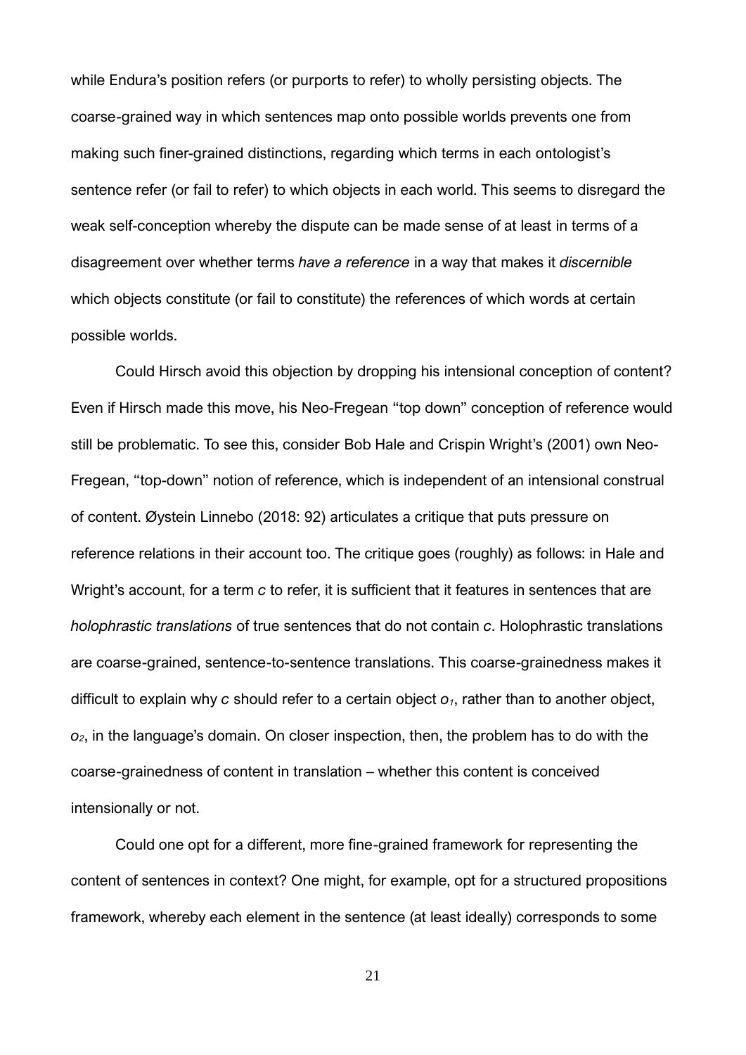while Endura's position refers (or purports to refer) to wholly persisting objects. The coarse-grained way in which sentences map onto possible worlds prevents one from making such finer-grained distinctions, regarding which terms in each ontologist's sentence refer (or fail to refer) to which objects in each world. This seems to disregard the weak self-conception whereby the dispute can be made sense of at least in terms of a disagreement over whether terms *have a reference* in a way that makes it *discernible* which objects constitute (or fail to constitute) the references of which words at certain possible worlds.

Could Hirsch avoid this objection by dropping his intensional conception of content? Even if Hirsch made this move, his Neo-Fregean "top down" conception of reference would still be problematic. To see this, consider Bob Hale and Crispin Wright's (2001) own Neo-Fregean, "top-down" notion of reference, which is independent of an intensional construal of content. Øystein Linnebo (2018: 92) articulates a critique that puts pressure on reference relations in their account too. The critique goes (roughly) as follows: in Hale and Wright's account, for a term $c$ to refer, it is sufficient that it features in sentences that are *holophrastic translations* of true sentences that do not contain $c$. Holophrastic translations are coarse-grained, sentence-to-sentence translations. This coarse-grainedness makes it difficult to explain why $c$ should refer to a certain object $o_1$, rather than to another object, $o_2$, in the language's domain. On closer inspection, then, the problem has to do with the coarse-grainedness of content in translation – whether this content is conceived intensionally or not.

Could one opt for a different, more fine-grained framework for representing the content of sentences in context? One might, for example, opt for a structured propositions framework, whereby each element in the sentence (at least ideally) corresponds to some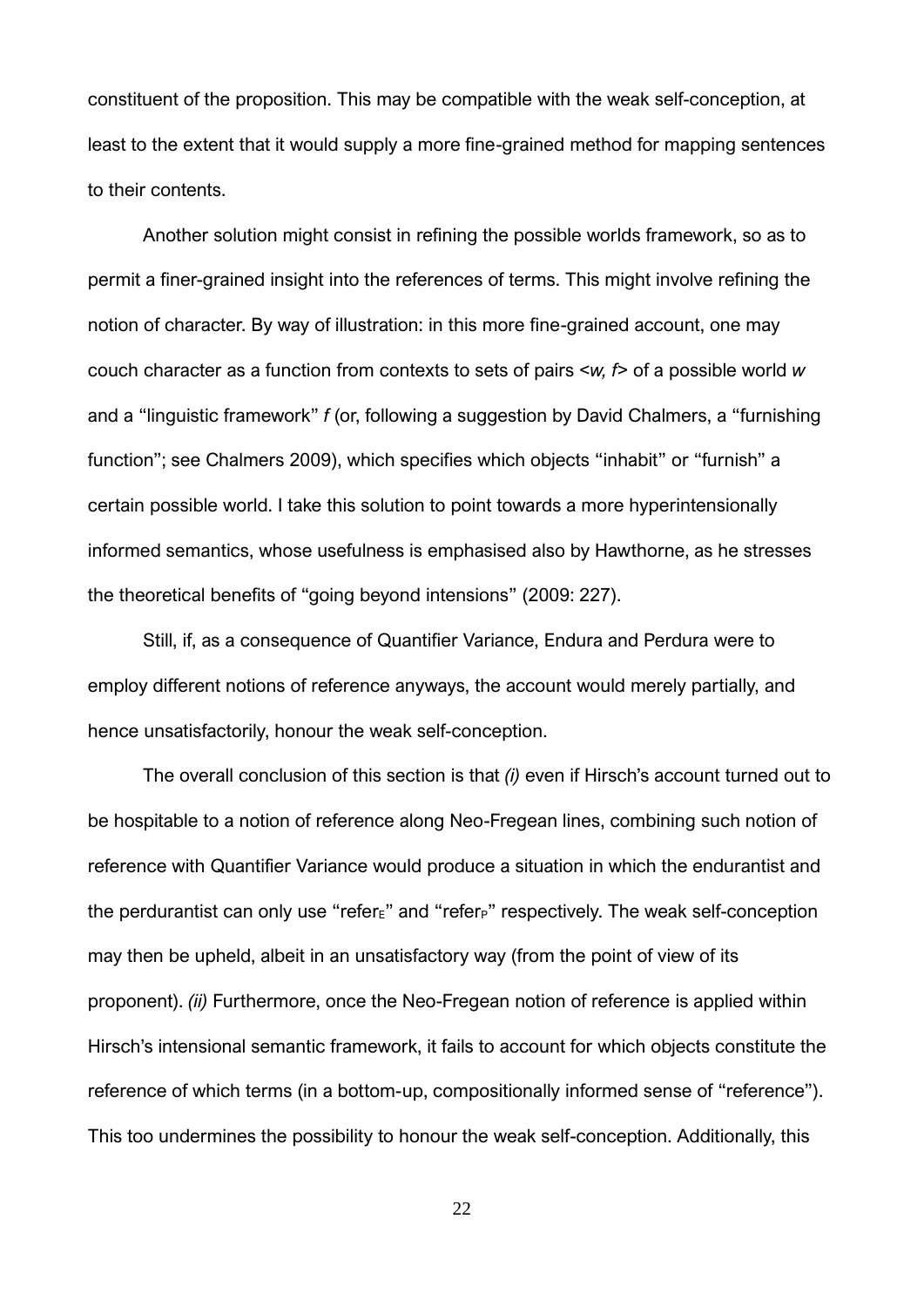constituent of the proposition. This may be compatible with the weak self-conception, at least to the extent that it would supply a more fine-grained method for mapping sentences to their contents.

Another solution might consist in refining the possible worlds framework, so as to permit a finer-grained insight into the references of terms. This might involve refining the notion of character. By way of illustration: in this more fine-grained account, one may couch character as a function from contexts to sets of pairs <*w, f*> of a possible world *w* and a "linguistic framework" *f* (or, following a suggestion by David Chalmers, a "furnishing function"; see Chalmers 2009), which specifies which objects "inhabit" or "furnish" a certain possible world. I take this solution to point towards a more hyperintensionally informed semantics, whose usefulness is emphasised also by Hawthorne, as he stresses the theoretical benefits of "going beyond intensions" (2009: 227).

Still, if, as a consequence of Quantifier Variance, Endura and Perdura were to employ different notions of reference anyways, the account would merely partially, and hence unsatisfactorily, honour the weak self-conception.

The overall conclusion of this section is that *(i)* even if Hirsch's account turned out to be hospitable to a notion of reference along Neo-Fregean lines, combining such notion of reference with Quantifier Variance would produce a situation in which the endurantist and the perdurantist can only use "refer$_E$" and "refer$_P$" respectively. The weak self-conception may then be upheld, albeit in an unsatisfactory way (from the point of view of its proponent). *(ii)* Furthermore, once the Neo-Fregean notion of reference is applied within Hirsch's intensional semantic framework, it fails to account for which objects constitute the reference of which terms (in a bottom-up, compositionally informed sense of "reference"). This too undermines the possibility to honour the weak self-conception. Additionally, this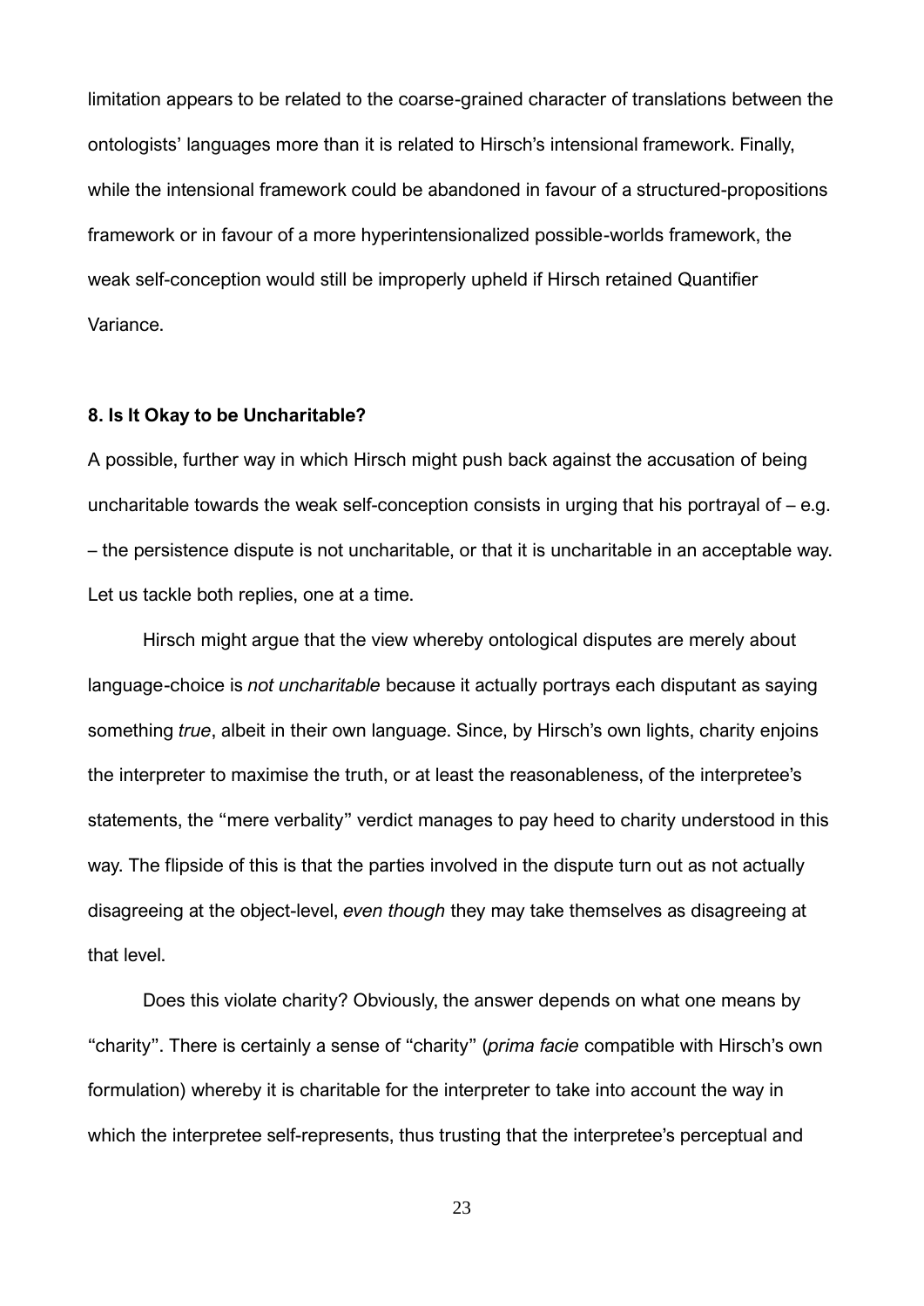limitation appears to be related to the coarse-grained character of translations between the ontologists' languages more than it is related to Hirsch's intensional framework. Finally, while the intensional framework could be abandoned in favour of a structured-propositions framework or in favour of a more hyperintensionalized possible-worlds framework, the weak self-conception would still be improperly upheld if Hirsch retained Quantifier Variance.

## 8. Is It Okay to be Uncharitable?

A possible, further way in which Hirsch might push back against the accusation of being uncharitable towards the weak self-conception consists in urging that his portrayal of – e.g. – the persistence dispute is not uncharitable, or that it is uncharitable in an acceptable way. Let us tackle both replies, one at a time.

Hirsch might argue that the view whereby ontological disputes are merely about language-choice is *not uncharitable* because it actually portrays each disputant as saying something *true*, albeit in their own language. Since, by Hirsch's own lights, charity enjoins the interpreter to maximise the truth, or at least the reasonableness, of the interpretee's statements, the "mere verbality" verdict manages to pay heed to charity understood in this way. The flipside of this is that the parties involved in the dispute turn out as not actually disagreeing at the object-level, *even though* they may take themselves as disagreeing at that level.

Does this violate charity? Obviously, the answer depends on what one means by "charity". There is certainly a sense of "charity" (*prima facie* compatible with Hirsch's own formulation) whereby it is charitable for the interpreter to take into account the way in which the interpretee self-represents, thus trusting that the interpretee's perceptual and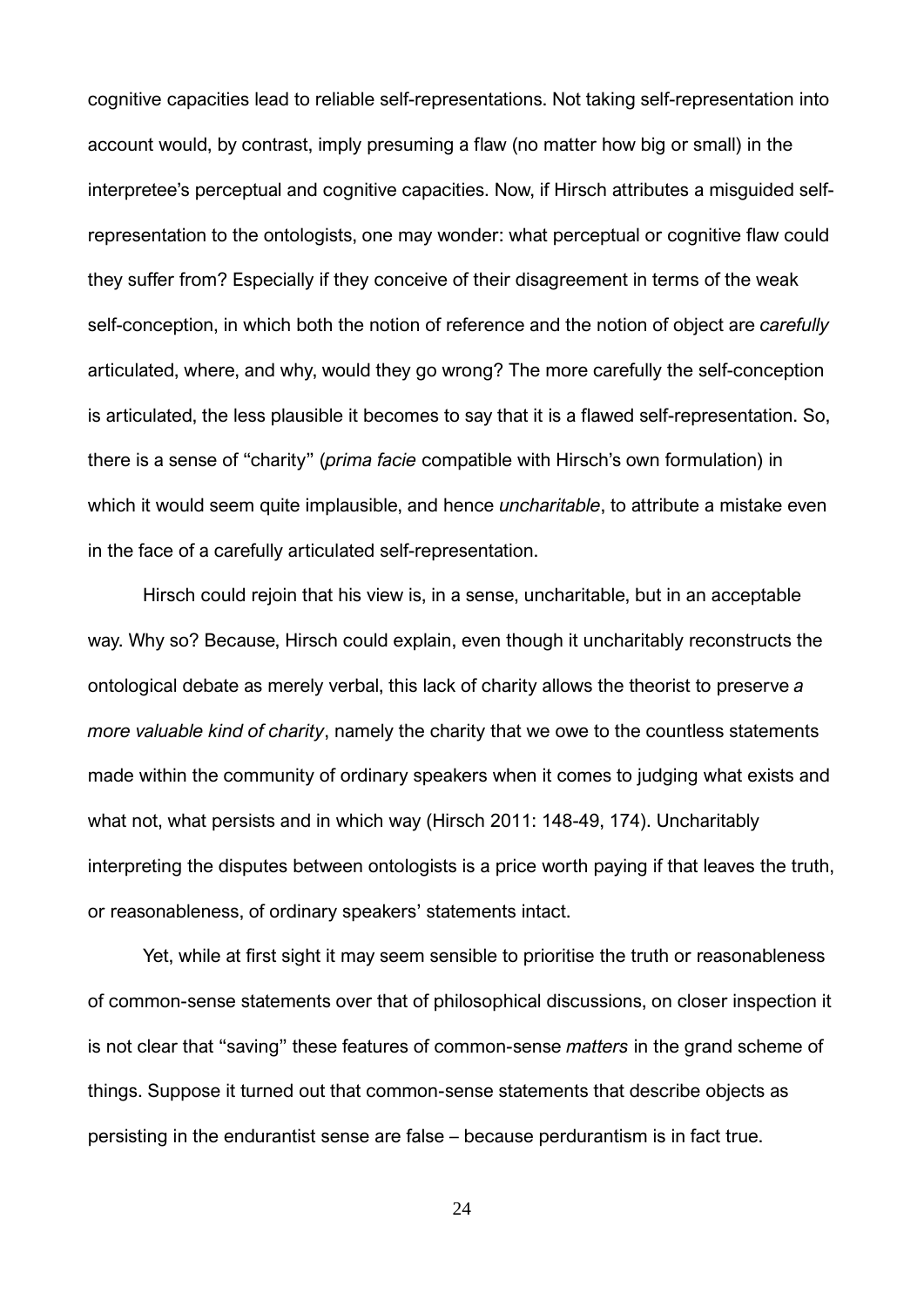cognitive capacities lead to reliable self-representations. Not taking self-representation into account would, by contrast, imply presuming a flaw (no matter how big or small) in the interpretee's perceptual and cognitive capacities. Now, if Hirsch attributes a misguided self-representation to the ontologists, one may wonder: what perceptual or cognitive flaw could they suffer from? Especially if they conceive of their disagreement in terms of the weak self-conception, in which both the notion of reference and the notion of object are *carefully* articulated, where, and why, would they go wrong? The more carefully the self-conception is articulated, the less plausible it becomes to say that it is a flawed self-representation. So, there is a sense of "charity" (*prima facie* compatible with Hirsch's own formulation) in which it would seem quite implausible, and hence *uncharitable*, to attribute a mistake even in the face of a carefully articulated self-representation.

Hirsch could rejoin that his view is, in a sense, uncharitable, but in an acceptable way. Why so? Because, Hirsch could explain, even though it uncharitably reconstructs the ontological debate as merely verbal, this lack of charity allows the theorist to preserve *a more valuable kind of charity*, namely the charity that we owe to the countless statements made within the community of ordinary speakers when it comes to judging what exists and what not, what persists and in which way (Hirsch 2011: 148-49, 174). Uncharitably interpreting the disputes between ontologists is a price worth paying if that leaves the truth, or reasonableness, of ordinary speakers' statements intact.

Yet, while at first sight it may seem sensible to prioritise the truth or reasonableness of common-sense statements over that of philosophical discussions, on closer inspection it is not clear that "saving" these features of common-sense *matters* in the grand scheme of things. Suppose it turned out that common-sense statements that describe objects as persisting in the endurantist sense are false – because perdurantism is in fact true.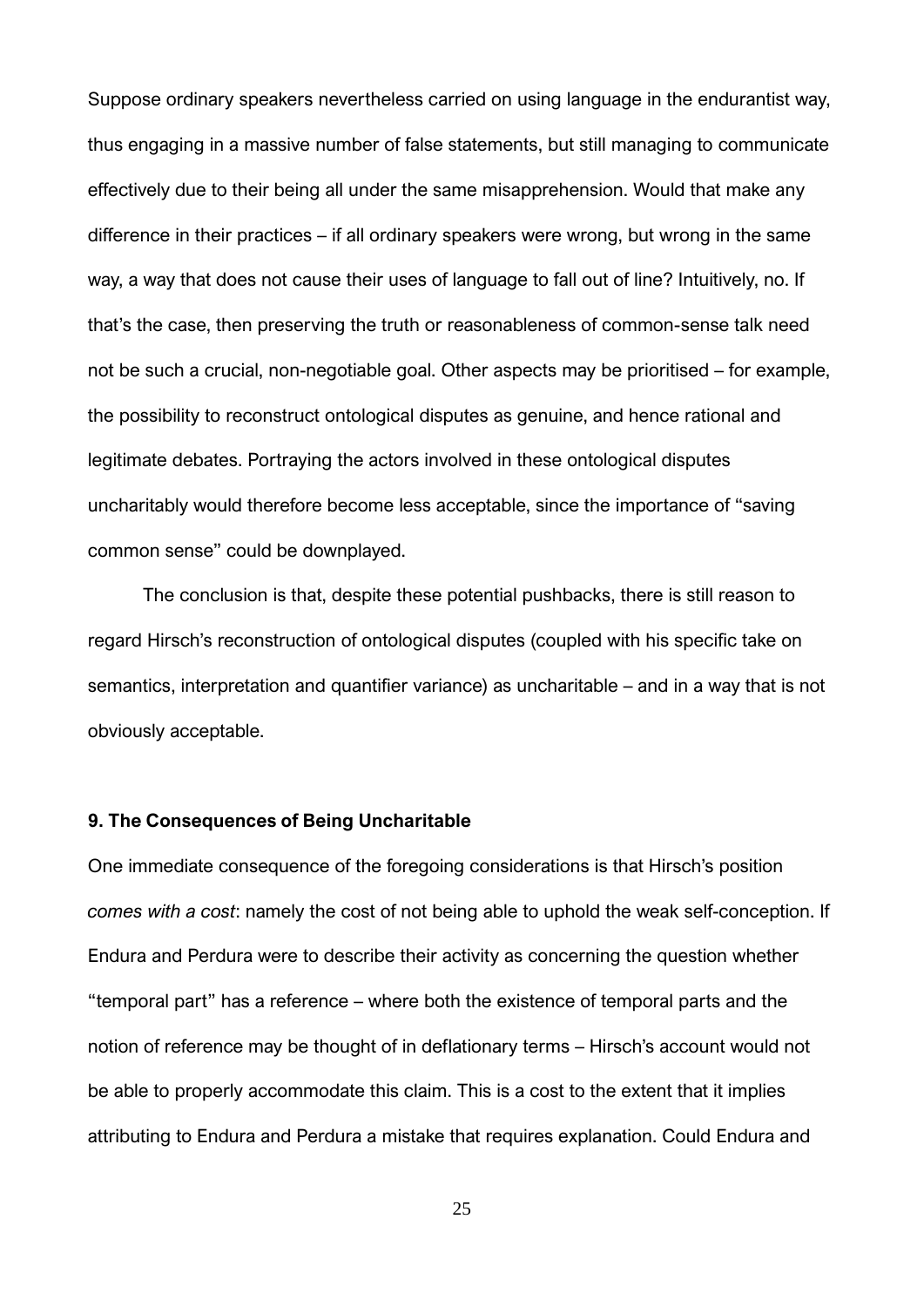Suppose ordinary speakers nevertheless carried on using language in the endurantist way, thus engaging in a massive number of false statements, but still managing to communicate effectively due to their being all under the same misapprehension. Would that make any difference in their practices – if all ordinary speakers were wrong, but wrong in the same way, a way that does not cause their uses of language to fall out of line? Intuitively, no. If that's the case, then preserving the truth or reasonableness of common-sense talk need not be such a crucial, non-negotiable goal. Other aspects may be prioritised – for example, the possibility to reconstruct ontological disputes as genuine, and hence rational and legitimate debates. Portraying the actors involved in these ontological disputes uncharitably would therefore become less acceptable, since the importance of "saving common sense" could be downplayed.

The conclusion is that, despite these potential pushbacks, there is still reason to regard Hirsch's reconstruction of ontological disputes (coupled with his specific take on semantics, interpretation and quantifier variance) as uncharitable – and in a way that is not obviously acceptable.

## 9. The Consequences of Being Uncharitable

One immediate consequence of the foregoing considerations is that Hirsch's position *comes with a cost*: namely the cost of not being able to uphold the weak self-conception. If Endura and Perdura were to describe their activity as concerning the question whether "temporal part" has a reference – where both the existence of temporal parts and the notion of reference may be thought of in deflationary terms – Hirsch's account would not be able to properly accommodate this claim. This is a cost to the extent that it implies attributing to Endura and Perdura a mistake that requires explanation. Could Endura and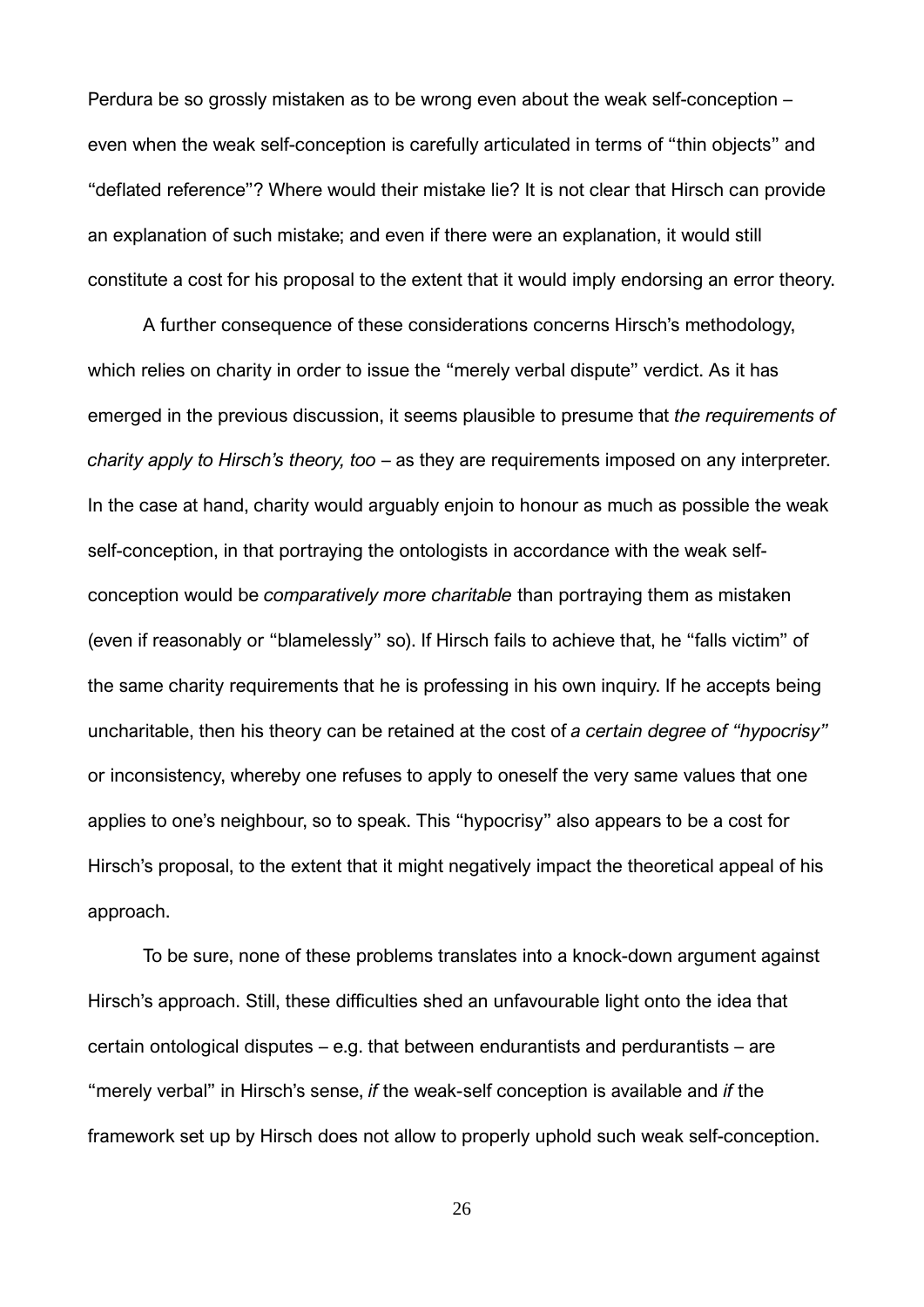Perdura be so grossly mistaken as to be wrong even about the weak self-conception – even when the weak self-conception is carefully articulated in terms of "thin objects" and "deflated reference"? Where would their mistake lie? It is not clear that Hirsch can provide an explanation of such mistake; and even if there were an explanation, it would still constitute a cost for his proposal to the extent that it would imply endorsing an error theory.

A further consequence of these considerations concerns Hirsch's methodology, which relies on charity in order to issue the "merely verbal dispute" verdict. As it has emerged in the previous discussion, it seems plausible to presume that *the requirements of charity apply to Hirsch's theory, too* – as they are requirements imposed on any interpreter. In the case at hand, charity would arguably enjoin to honour as much as possible the weak self-conception, in that portraying the ontologists in accordance with the weak self-conception would be *comparatively more charitable* than portraying them as mistaken (even if reasonably or "blamelessly" so). If Hirsch fails to achieve that, he "falls victim" of the same charity requirements that he is professing in his own inquiry. If he accepts being uncharitable, then his theory can be retained at the cost of *a certain degree of "hypocrisy"* or inconsistency, whereby one refuses to apply to oneself the very same values that one applies to one's neighbour, so to speak. This "hypocrisy" also appears to be a cost for Hirsch's proposal, to the extent that it might negatively impact the theoretical appeal of his approach.

To be sure, none of these problems translates into a knock-down argument against Hirsch's approach. Still, these difficulties shed an unfavourable light onto the idea that certain ontological disputes – e.g. that between endurantists and perdurantists – are "merely verbal" in Hirsch's sense, *if* the weak-self conception is available and *if* the framework set up by Hirsch does not allow to properly uphold such weak self-conception.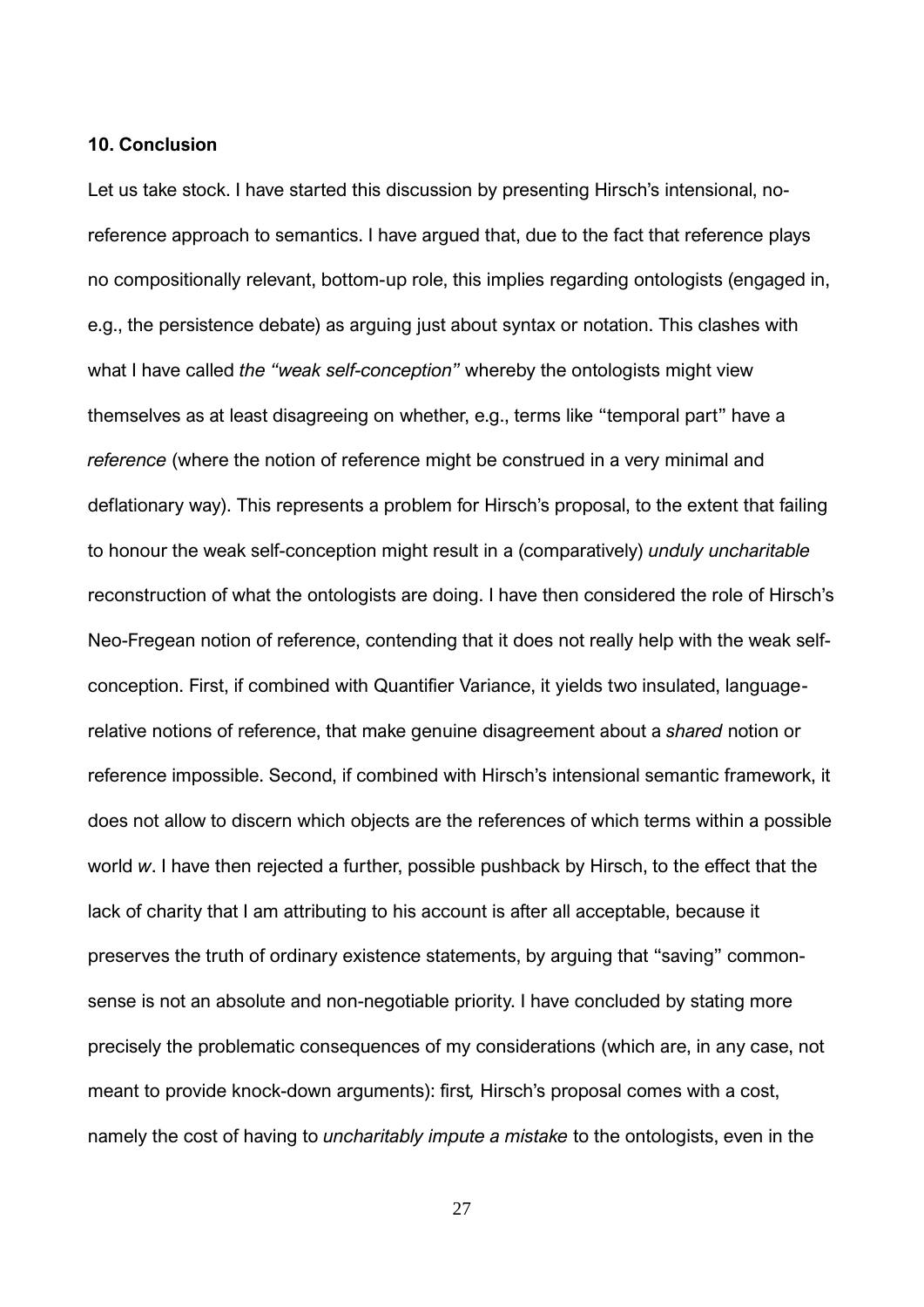#### 10. Conclusion

Let us take stock. I have started this discussion by presenting Hirsch's intensional, no-reference approach to semantics. I have argued that, due to the fact that reference plays no compositionally relevant, bottom-up role, this implies regarding ontologists (engaged in, e.g., the persistence debate) as arguing just about syntax or notation. This clashes with what I have called *the "weak self-conception"* whereby the ontologists might view themselves as at least disagreeing on whether, e.g., terms like "temporal part" have a *reference* (where the notion of reference might be construed in a very minimal and deflationary way). This represents a problem for Hirsch's proposal, to the extent that failing to honour the weak self-conception might result in a (comparatively) *unduly uncharitable* reconstruction of what the ontologists are doing. I have then considered the role of Hirsch's Neo-Fregean notion of reference, contending that it does not really help with the weak self-conception. First, if combined with Quantifier Variance, it yields two insulated, language-relative notions of reference, that make genuine disagreement about a *shared* notion or reference impossible. Second, if combined with Hirsch's intensional semantic framework, it does not allow to discern which objects are the references of which terms within a possible world *w*. I have then rejected a further, possible pushback by Hirsch, to the effect that the lack of charity that I am attributing to his account is after all acceptable, because it preserves the truth of ordinary existence statements, by arguing that "saving" common-sense is not an absolute and non-negotiable priority. I have concluded by stating more precisely the problematic consequences of my considerations (which are, in any case, not meant to provide knock-down arguments): first*,* Hirsch's proposal comes with a cost, namely the cost of having to *uncharitably impute a mistake* to the ontologists, even in the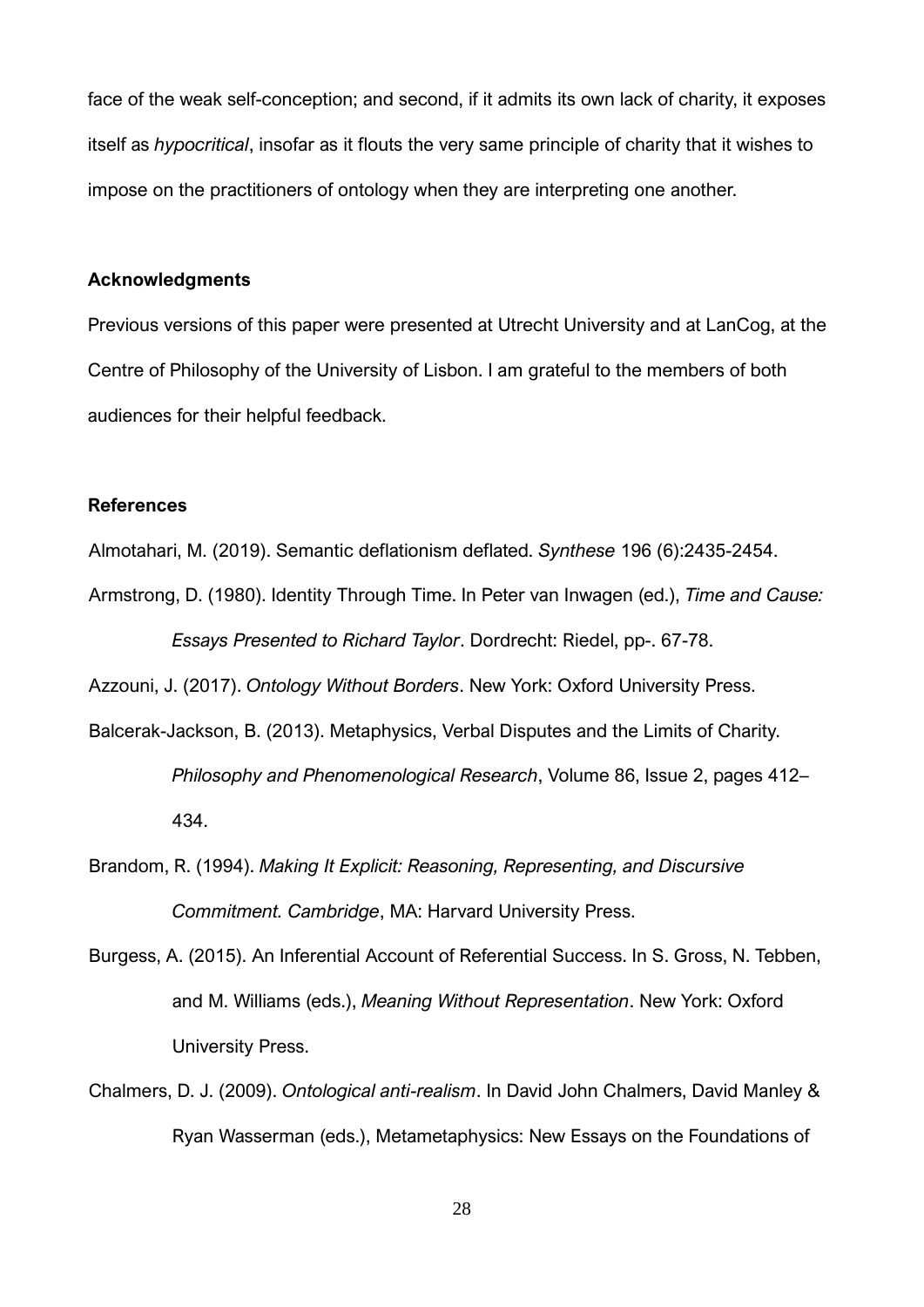face of the weak self-conception; and second, if it admits its own lack of charity, it exposes itself as *hypocritical*, insofar as it flouts the very same principle of charity that it wishes to impose on the practitioners of ontology when they are interpreting one another.

**Acknowledgments**

Previous versions of this paper were presented at Utrecht University and at LanCog, at the Centre of Philosophy of the University of Lisbon. I am grateful to the members of both audiences for their helpful feedback.

**References**

Almotahari, M. (2019). Semantic deflationism deflated. *Synthese* 196 (6):2435-2454.

Armstrong, D. (1980). Identity Through Time. In Peter van Inwagen (ed.), *Time and Cause: Essays Presented to Richard Taylor*. Dordrecht: Riedel, pp-. 67-78.

Azzouni, J. (2017). *Ontology Without Borders*. New York: Oxford University Press.

Balcerak-Jackson, B. (2013). Metaphysics, Verbal Disputes and the Limits of Charity. *Philosophy and Phenomenological Research*, Volume 86, Issue 2, pages 412–434.

Brandom, R. (1994). *Making It Explicit: Reasoning, Representing, and Discursive Commitment. Cambridge*, MA: Harvard University Press.

Burgess, A. (2015). An Inferential Account of Referential Success. In S. Gross, N. Tebben, and M. Williams (eds.), *Meaning Without Representation*. New York: Oxford University Press.

Chalmers, D. J. (2009). *Ontological anti-realism*. In David John Chalmers, David Manley & Ryan Wasserman (eds.), Metametaphysics: New Essays on the Foundations of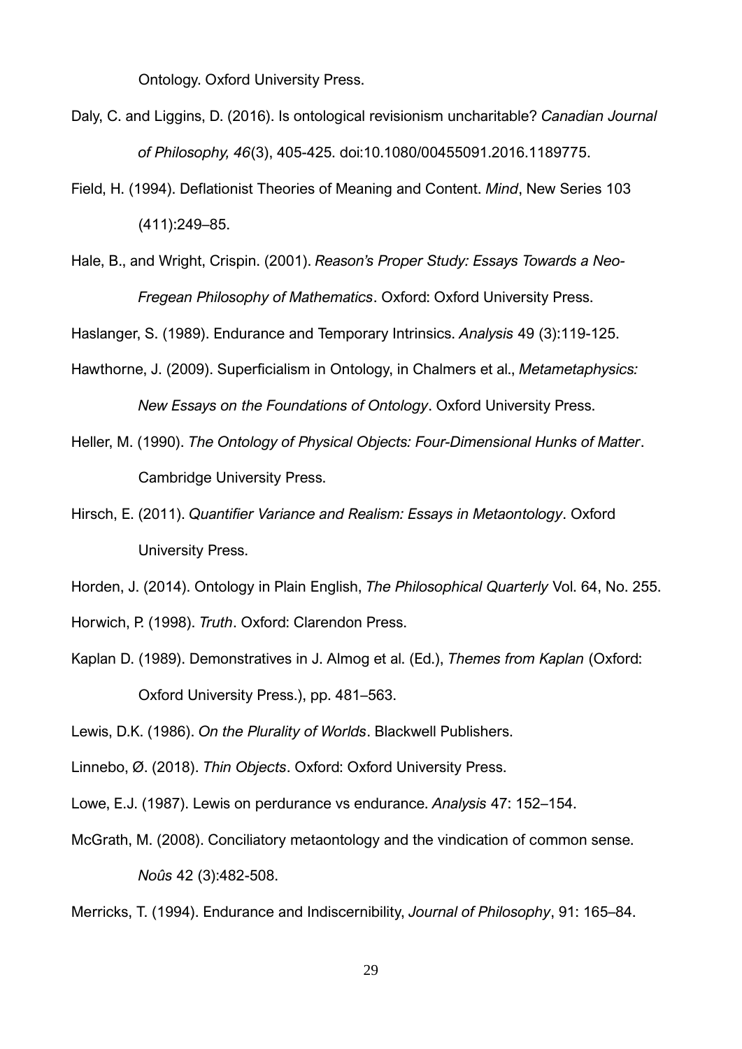Ontology. Oxford University Press.

Daly, C. and Liggins, D. (2016). Is ontological revisionism uncharitable? *Canadian Journal of Philosophy, 46*(3), 405-425. doi:10.1080/00455091.2016.1189775.

Field, H. (1994). Deflationist Theories of Meaning and Content. *Mind*, New Series 103 (411):249–85.

Hale, B., and Wright, Crispin. (2001). *Reason's Proper Study: Essays Towards a Neo-Fregean Philosophy of Mathematics*. Oxford: Oxford University Press.

Haslanger, S. (1989). Endurance and Temporary Intrinsics. *Analysis* 49 (3):119-125.

Hawthorne, J. (2009). Superficialism in Ontology, in Chalmers et al., *Metametaphysics: New Essays on the Foundations of Ontology*. Oxford University Press.

Heller, M. (1990). *The Ontology of Physical Objects: Four-Dimensional Hunks of Matter*. Cambridge University Press.

Hirsch, E. (2011). *Quantifier Variance and Realism: Essays in Metaontology*. Oxford University Press.

Horden, J. (2014). Ontology in Plain English, *The Philosophical Quarterly* Vol. 64, No. 255.

Horwich, P. (1998). *Truth*. Oxford: Clarendon Press.

Kaplan D. (1989). Demonstratives in J. Almog et al. (Ed.), *Themes from Kaplan* (Oxford: Oxford University Press.), pp. 481–563.

Lewis, D.K. (1986). *On the Plurality of Worlds*. Blackwell Publishers.

Linnebo, Ø. (2018). *Thin Objects*. Oxford: Oxford University Press.

Lowe, E.J. (1987). Lewis on perdurance vs endurance. *Analysis* 47: 152–154.

McGrath, M. (2008). Conciliatory metaontology and the vindication of common sense. *Noûs* 42 (3):482-508.

Merricks, T. (1994). Endurance and Indiscernibility, *Journal of Philosophy*, 91: 165–84.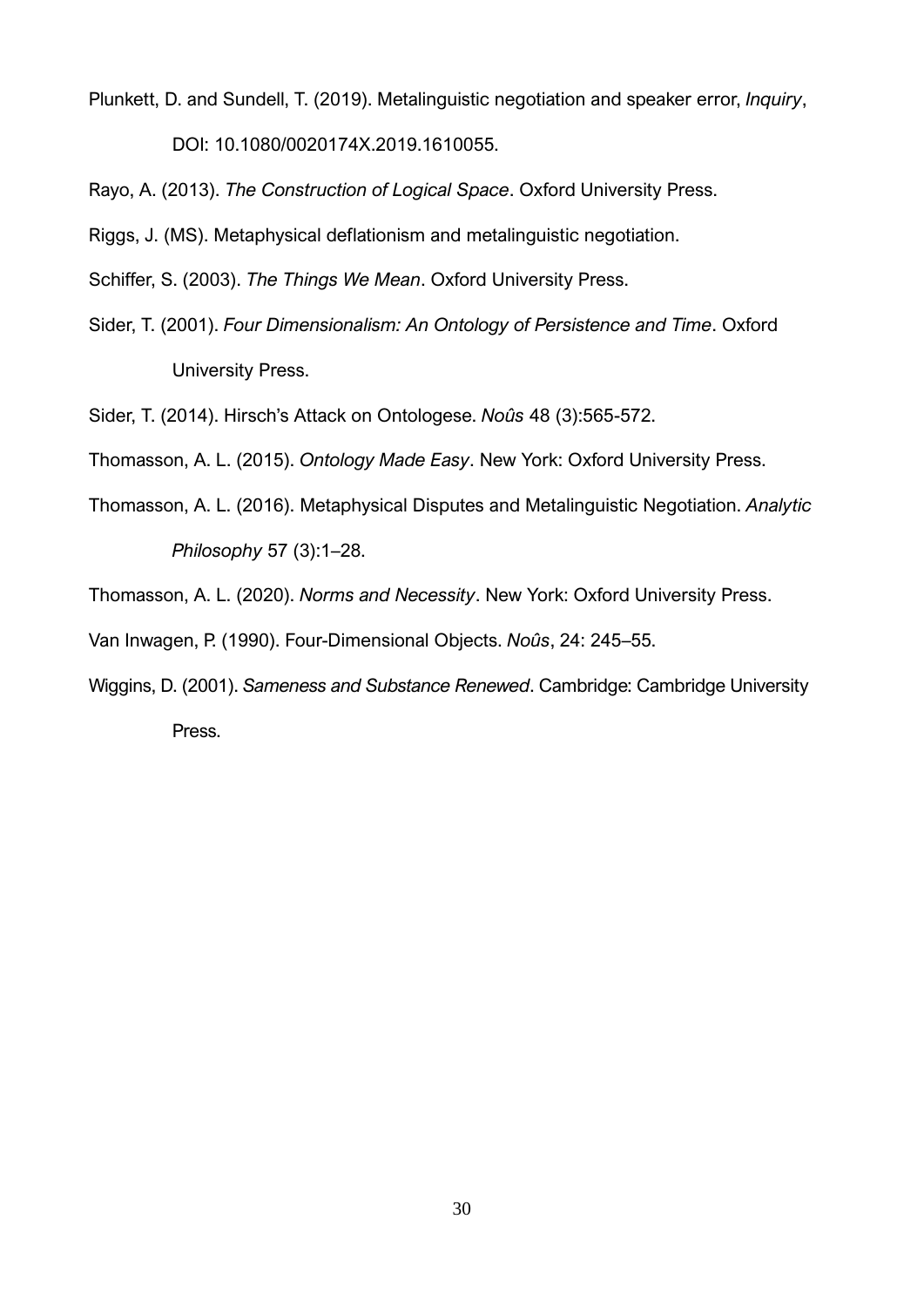Plunkett, D. and Sundell, T. (2019). Metalinguistic negotiation and speaker error, *Inquiry*, DOI: 10.1080/0020174X.2019.1610055.

Rayo, A. (2013). *The Construction of Logical Space*. Oxford University Press.

Riggs, J. (MS). Metaphysical deflationism and metalinguistic negotiation.

Schiffer, S. (2003). *The Things We Mean*. Oxford University Press.

Sider, T. (2001). *Four Dimensionalism: An Ontology of Persistence and Time*. Oxford University Press.

Sider, T. (2014). Hirsch's Attack on Ontologese. *Noûs* 48 (3):565-572.

Thomasson, A. L. (2015). *Ontology Made Easy*. New York: Oxford University Press.

Thomasson, A. L. (2016). Metaphysical Disputes and Metalinguistic Negotiation. *Analytic Philosophy* 57 (3):1–28.

Thomasson, A. L. (2020). *Norms and Necessity*. New York: Oxford University Press.

Van Inwagen, P. (1990). Four-Dimensional Objects. *Noûs*, 24: 245–55.

Wiggins, D. (2001). *Sameness and Substance Renewed*. Cambridge: Cambridge University Press.